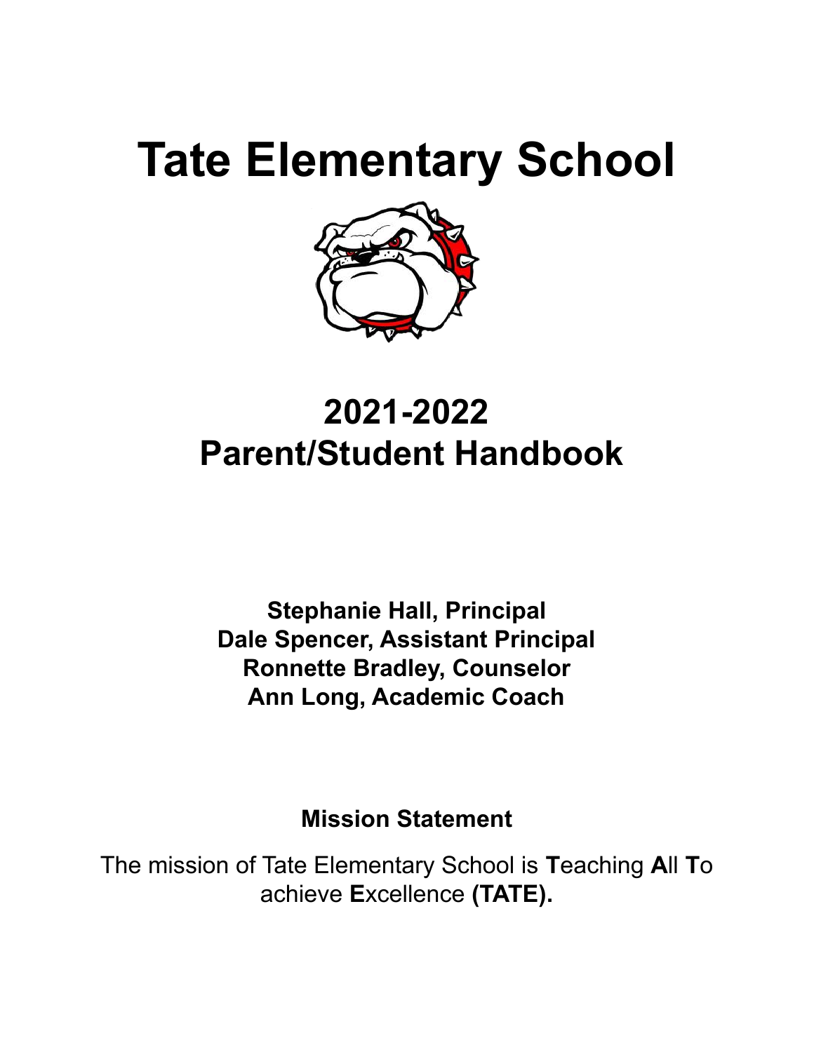# Tate Elementary School

## 2021-2022
## Parent/Student Handbook

**Stephanie Hall, Principal**
**Dale Spencer, Assistant Principal**
**Ronnette Bradley, Counselor**
**Ann Long, Academic Coach**

**Mission Statement**

The mission of Tate Elementary School is **T**eaching **A**ll **T**o achieve **E**xcellence **(TATE).**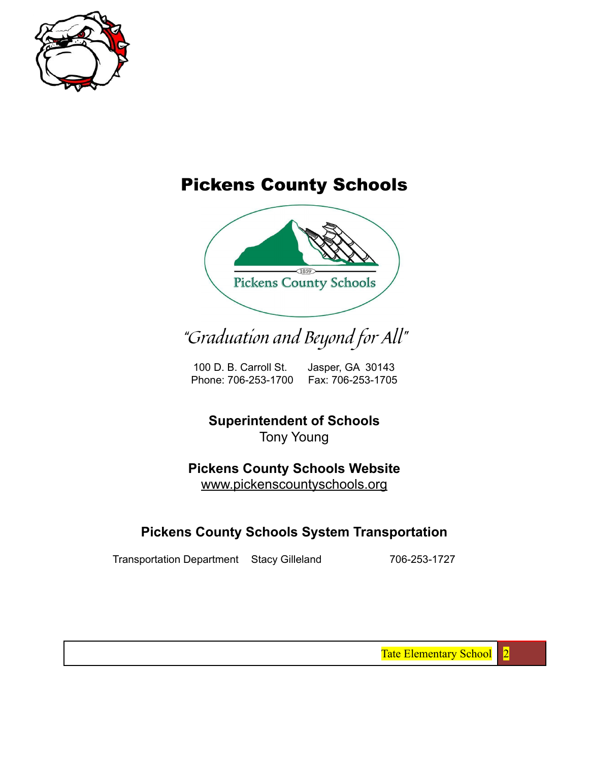# Pickens County Schools

*"Graduation and Beyond for All"*

100 D. B. Carroll St. Jasper, GA 30143
Phone: 706-253-1700 Fax: 706-253-1705

**Superintendent of Schools**
Tony Young

**Pickens County Schools Website**
www.pickenscountyschools.org

### Pickens County Schools System Transportation

| Transportation Department | Stacy Gilleland | 706-253-1727 |
|---|---|---|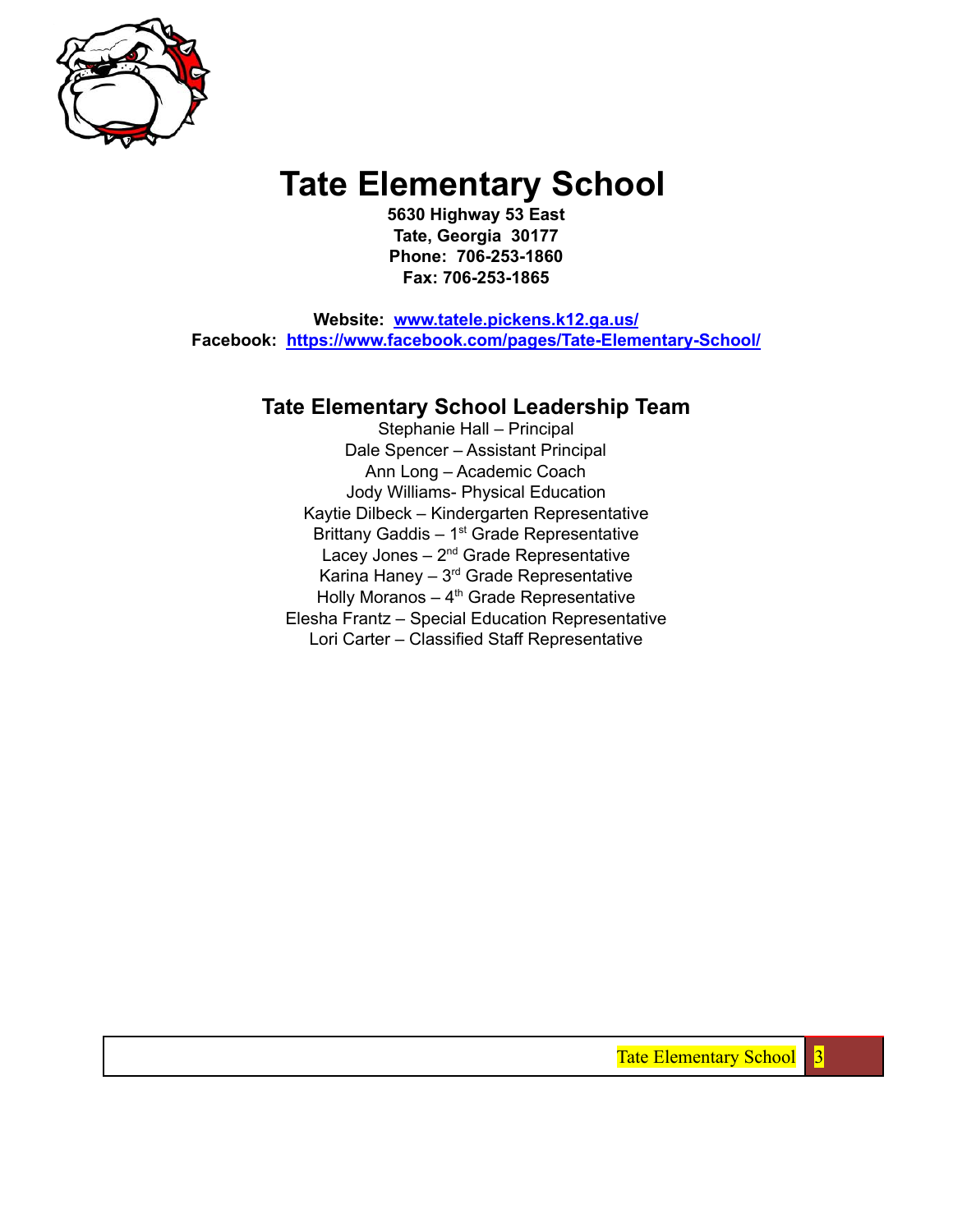# Tate Elementary School

**5630 Highway 53 East**
**Tate, Georgia 30177**
**Phone: 706-253-1860**
**Fax: 706-253-1865**

**Website:** **[www.tatele.pickens.k12.ga.us/](http://www.tatele.pickens.k12.ga.us/)**
**Facebook:** **[https://www.facebook.com/pages/Tate-Elementary-School/](https://www.facebook.com/pages/Tate-Elementary-School/)**

## Tate Elementary School Leadership Team

Stephanie Hall – Principal
Dale Spencer – Assistant Principal
Ann Long – Academic Coach
Jody Williams- Physical Education
Kaytie Dilbeck – Kindergarten Representative
Brittany Gaddis – 1st Grade Representative
Lacey Jones – 2nd Grade Representative
Karina Haney – 3rd Grade Representative
Holly Moranos – 4th Grade Representative
Elesha Frantz – Special Education Representative
Lori Carter – Classified Staff Representative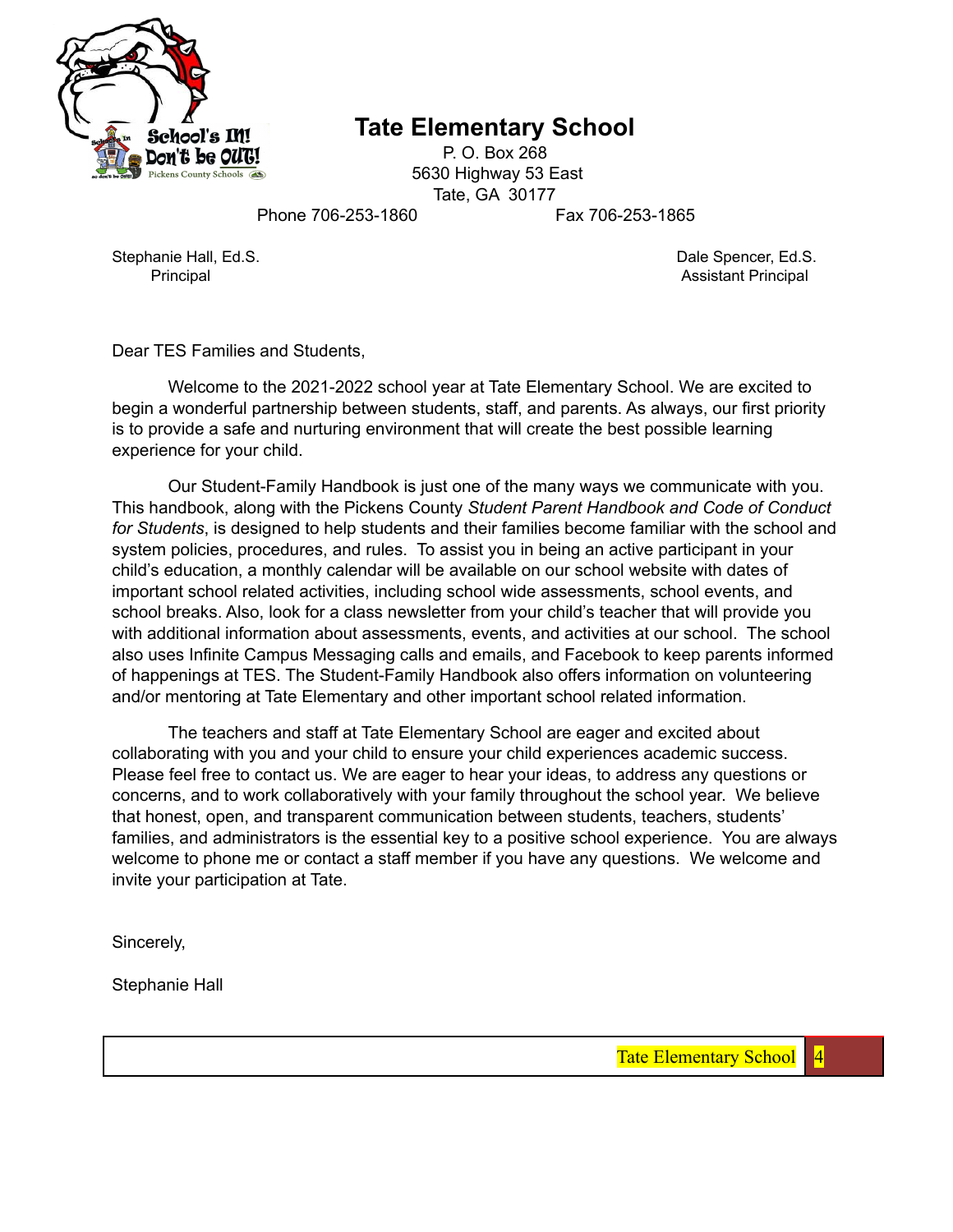# Tate Elementary School

P. O. Box 268
5630 Highway 53 East
Tate, GA 30177
Phone 706-253-1860 Fax 706-253-1865

Stephanie Hall, Ed.S.
Principal

Dale Spencer, Ed.S.
Assistant Principal

Dear TES Families and Students,

Welcome to the 2021-2022 school year at Tate Elementary School. We are excited to begin a wonderful partnership between students, staff, and parents. As always, our first priority is to provide a safe and nurturing environment that will create the best possible learning experience for your child.

Our Student-Family Handbook is just one of the many ways we communicate with you. This handbook, along with the Pickens County *Student Parent Handbook and Code of Conduct for Students*, is designed to help students and their families become familiar with the school and system policies, procedures, and rules. To assist you in being an active participant in your child's education, a monthly calendar will be available on our school website with dates of important school related activities, including school wide assessments, school events, and school breaks. Also, look for a class newsletter from your child's teacher that will provide you with additional information about assessments, events, and activities at our school. The school also uses Infinite Campus Messaging calls and emails, and Facebook to keep parents informed of happenings at TES. The Student-Family Handbook also offers information on volunteering and/or mentoring at Tate Elementary and other important school related information.

The teachers and staff at Tate Elementary School are eager and excited about collaborating with you and your child to ensure your child experiences academic success. Please feel free to contact us. We are eager to hear your ideas, to address any questions or concerns, and to work collaboratively with your family throughout the school year. We believe that honest, open, and transparent communication between students, teachers, students' families, and administrators is the essential key to a positive school experience. You are always welcome to phone me or contact a staff member if you have any questions. We welcome and invite your participation at Tate.

Sincerely,

Stephanie Hall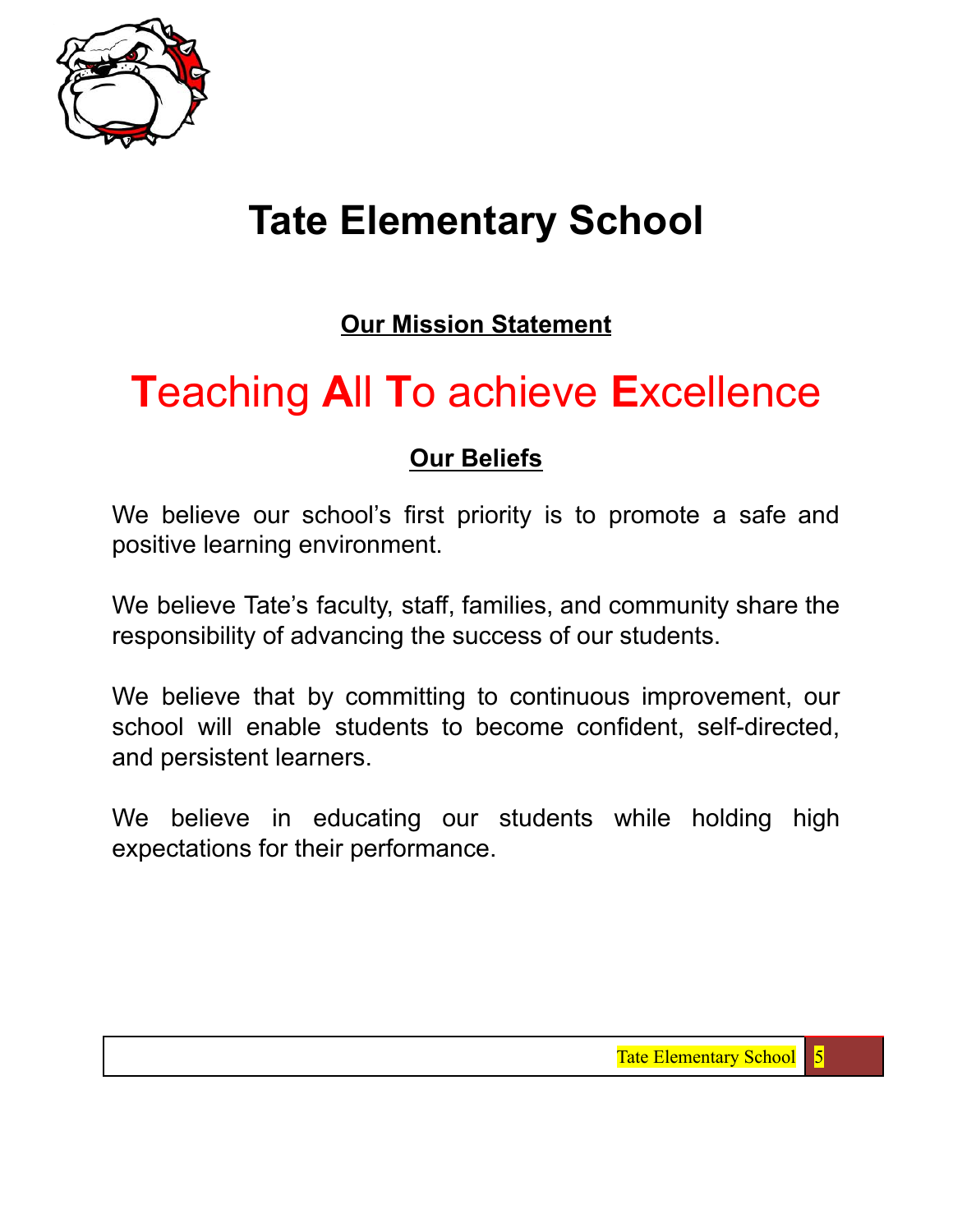# Tate Elementary School

## Our Mission Statement

**T**eaching **A**ll **T**o achieve **E**xcellence

## Our Beliefs

We believe our school's first priority is to promote a safe and positive learning environment.

We believe Tate's faculty, staff, families, and community share the responsibility of advancing the success of our students.

We believe that by committing to continuous improvement, our school will enable students to become confident, self-directed, and persistent learners.

We believe in educating our students while holding high expectations for their performance.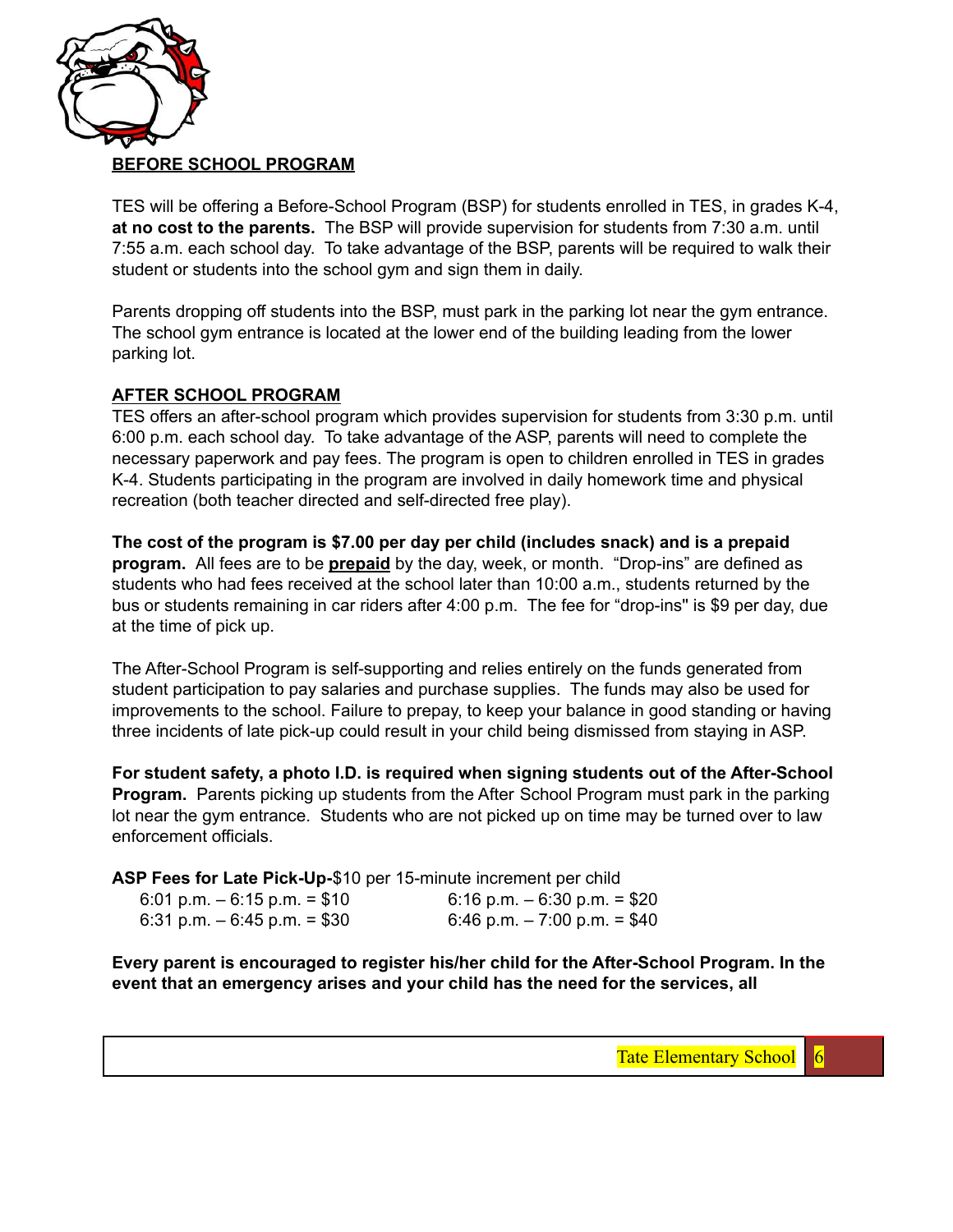## BEFORE SCHOOL PROGRAM

TES will be offering a Before-School Program (BSP) for students enrolled in TES, in grades K-4, **at no cost to the parents.** The BSP will provide supervision for students from 7:30 a.m. until 7:55 a.m. each school day. To take advantage of the BSP, parents will be required to walk their student or students into the school gym and sign them in daily.

Parents dropping off students into the BSP, must park in the parking lot near the gym entrance. The school gym entrance is located at the lower end of the building leading from the lower parking lot.

## AFTER SCHOOL PROGRAM

TES offers an after-school program which provides supervision for students from 3:30 p.m. until 6:00 p.m. each school day. To take advantage of the ASP, parents will need to complete the necessary paperwork and pay fees. The program is open to children enrolled in TES in grades K-4. Students participating in the program are involved in daily homework time and physical recreation (both teacher directed and self-directed free play).

**The cost of the program is $7.00 per day per child (includes snack) and is a prepaid program.** All fees are to be **<u>prepaid</u>** by the day, week, or month. "Drop-ins" are defined as students who had fees received at the school later than 10:00 a.m., students returned by the bus or students remaining in car riders after 4:00 p.m. The fee for "drop-ins" is $9 per day, due at the time of pick up.

The After-School Program is self-supporting and relies entirely on the funds generated from student participation to pay salaries and purchase supplies. The funds may also be used for improvements to the school. Failure to prepay, to keep your balance in good standing or having three incidents of late pick-up could result in your child being dismissed from staying in ASP.

**For student safety, a photo I.D. is required when signing students out of the After-School Program.** Parents picking up students from the After School Program must park in the parking lot near the gym entrance. Students who are not picked up on time may be turned over to law enforcement officials.

**ASP Fees for Late Pick-Up-**$10 per 15-minute increment per child

6:01 p.m. – 6:15 p.m. = $10
6:16 p.m. – 6:30 p.m. = $20
6:31 p.m. – 6:45 p.m. = $30
6:46 p.m. – 7:00 p.m. = $40

**Every parent is encouraged to register his/her child for the After-School Program. In the event that an emergency arises and your child has the need for the services, all**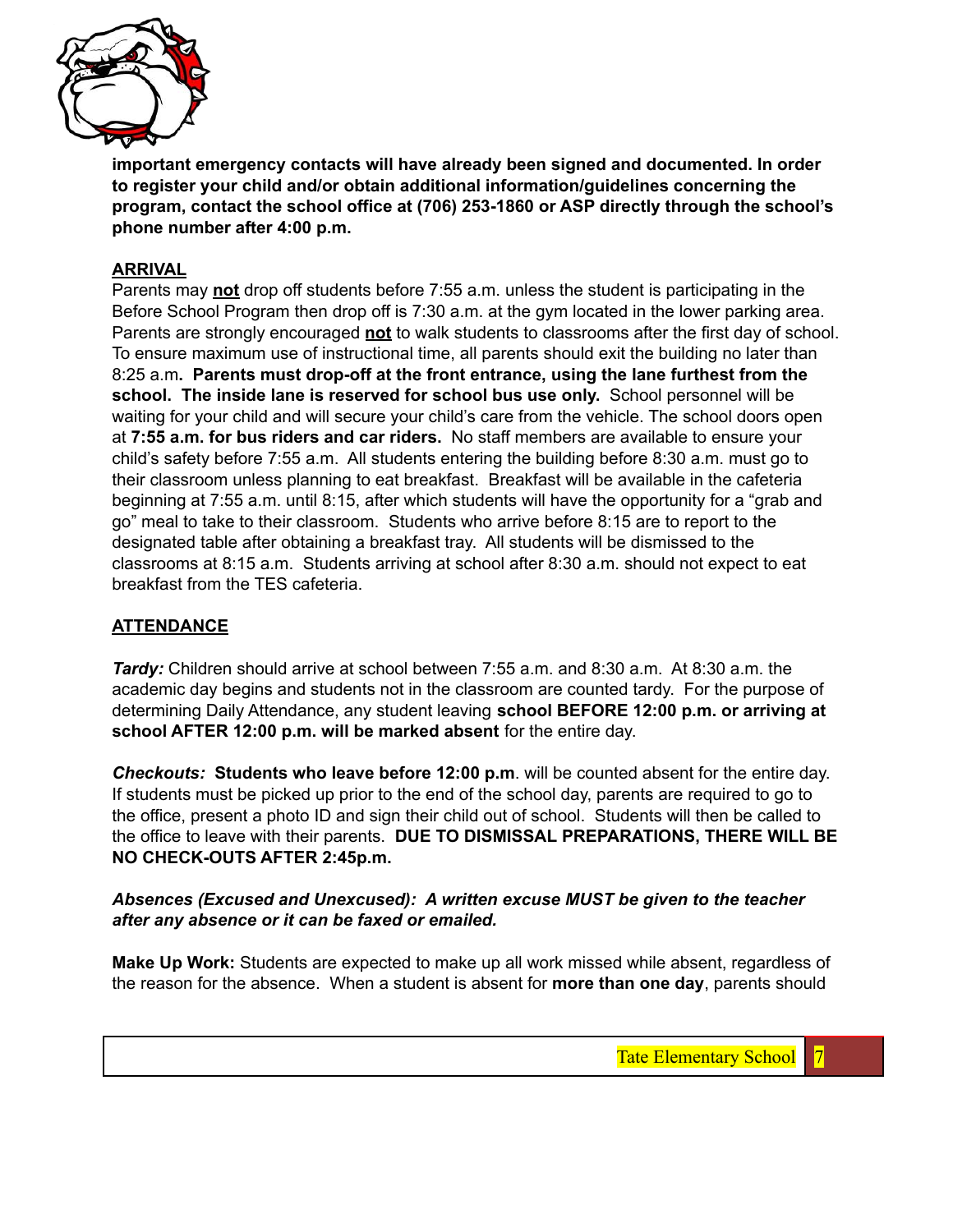**important emergency contacts will have already been signed and documented. In order to register your child and/or obtain additional information/guidelines concerning the program, contact the school office at (706) 253-1860 or ASP directly through the school's phone number after 4:00 p.m.**

## ARRIVAL

Parents may **not** drop off students before 7:55 a.m. unless the student is participating in the Before School Program then drop off is 7:30 a.m. at the gym located in the lower parking area. Parents are strongly encouraged **not** to walk students to classrooms after the first day of school. To ensure maximum use of instructional time, all parents should exit the building no later than 8:25 a.m**. Parents must drop-off at the front entrance, using the lane furthest from the school. The inside lane is reserved for school bus use only.** School personnel will be waiting for your child and will secure your child's care from the vehicle. The school doors open at **7:55 a.m. for bus riders and car riders.** No staff members are available to ensure your child's safety before 7:55 a.m. All students entering the building before 8:30 a.m. must go to their classroom unless planning to eat breakfast. Breakfast will be available in the cafeteria beginning at 7:55 a.m. until 8:15, after which students will have the opportunity for a "grab and go" meal to take to their classroom. Students who arrive before 8:15 are to report to the designated table after obtaining a breakfast tray. All students will be dismissed to the classrooms at 8:15 a.m. Students arriving at school after 8:30 a.m. should not expect to eat breakfast from the TES cafeteria.

## ATTENDANCE

***Tardy:*** Children should arrive at school between 7:55 a.m. and 8:30 a.m. At 8:30 a.m. the academic day begins and students not in the classroom are counted tardy. For the purpose of determining Daily Attendance, any student leaving **school BEFORE 12:00 p.m. or arriving at school AFTER 12:00 p.m. will be marked absent** for the entire day.

***Checkouts:*** **Students who leave before 12:00 p.m**. will be counted absent for the entire day. If students must be picked up prior to the end of the school day, parents are required to go to the office, present a photo ID and sign their child out of school. Students will then be called to the office to leave with their parents. **DUE TO DISMISSAL PREPARATIONS, THERE WILL BE NO CHECK-OUTS AFTER 2:45p.m.**

***Absences (Excused and Unexcused): A written excuse MUST be given to the teacher after any absence or it can be faxed or emailed.***

**Make Up Work:** Students are expected to make up all work missed while absent, regardless of the reason for the absence. When a student is absent for **more than one day**, parents should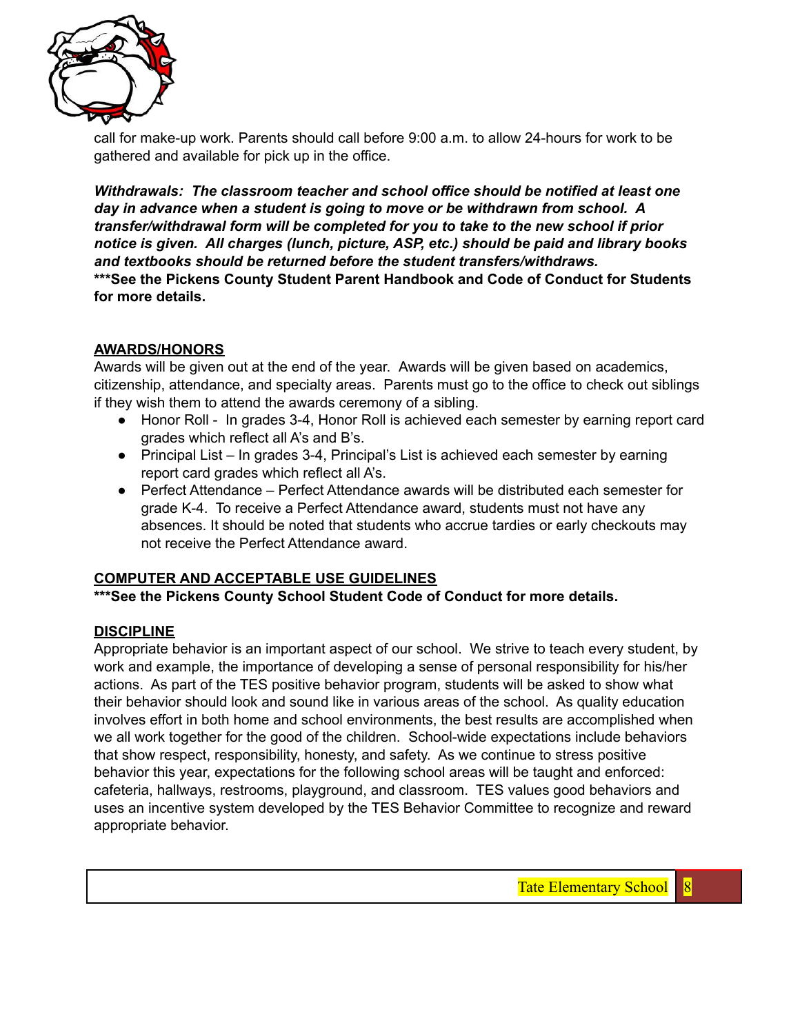call for make-up work. Parents should call before 9:00 a.m. to allow 24-hours for work to be gathered and available for pick up in the office.

***Withdrawals: The classroom teacher and school office should be notified at least one day in advance when a student is going to move or be withdrawn from school. A transfer/withdrawal form will be completed for you to take to the new school if prior notice is given. All charges (lunch, picture, ASP, etc.) should be paid and library books and textbooks should be returned before the student transfers/withdraws.***

**\*\*\*See the Pickens County Student Parent Handbook and Code of Conduct for Students for more details.**

## AWARDS/HONORS

Awards will be given out at the end of the year. Awards will be given based on academics, citizenship, attendance, and specialty areas. Parents must go to the office to check out siblings if they wish them to attend the awards ceremony of a sibling.

- Honor Roll - In grades 3-4, Honor Roll is achieved each semester by earning report card grades which reflect all A's and B's.
- Principal List – In grades 3-4, Principal's List is achieved each semester by earning report card grades which reflect all A's.
- Perfect Attendance – Perfect Attendance awards will be distributed each semester for grade K-4. To receive a Perfect Attendance award, students must not have any absences. It should be noted that students who accrue tardies or early checkouts may not receive the Perfect Attendance award.

## COMPUTER AND ACCEPTABLE USE GUIDELINES

**\*\*\*See the Pickens County School Student Code of Conduct for more details.**

## DISCIPLINE

Appropriate behavior is an important aspect of our school. We strive to teach every student, by work and example, the importance of developing a sense of personal responsibility for his/her actions. As part of the TES positive behavior program, students will be asked to show what their behavior should look and sound like in various areas of the school. As quality education involves effort in both home and school environments, the best results are accomplished when we all work together for the good of the children. School-wide expectations include behaviors that show respect, responsibility, honesty, and safety. As we continue to stress positive behavior this year, expectations for the following school areas will be taught and enforced: cafeteria, hallways, restrooms, playground, and classroom. TES values good behaviors and uses an incentive system developed by the TES Behavior Committee to recognize and reward appropriate behavior.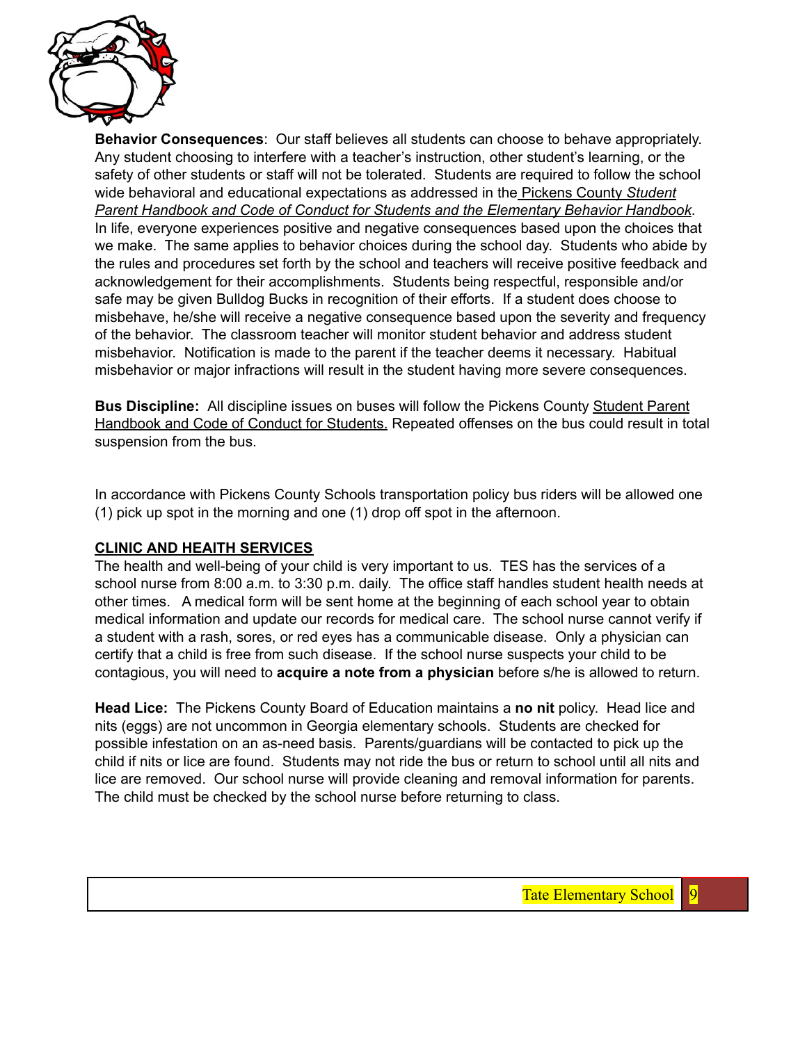**Behavior Consequences**: Our staff believes all students can choose to behave appropriately. Any student choosing to interfere with a teacher's instruction, other student's learning, or the safety of other students or staff will not be tolerated. Students are required to follow the school wide behavioral and educational expectations as addressed in the Pickens County *Student Parent Handbook and Code of Conduct for Students and the Elementary Behavior Handbook*. In life, everyone experiences positive and negative consequences based upon the choices that we make. The same applies to behavior choices during the school day. Students who abide by the rules and procedures set forth by the school and teachers will receive positive feedback and acknowledgement for their accomplishments. Students being respectful, responsible and/or safe may be given Bulldog Bucks in recognition of their efforts. If a student does choose to misbehave, he/she will receive a negative consequence based upon the severity and frequency of the behavior. The classroom teacher will monitor student behavior and address student misbehavior. Notification is made to the parent if the teacher deems it necessary. Habitual misbehavior or major infractions will result in the student having more severe consequences.

**Bus Discipline:** All discipline issues on buses will follow the Pickens County Student Parent Handbook and Code of Conduct for Students. Repeated offenses on the bus could result in total suspension from the bus.

In accordance with Pickens County Schools transportation policy bus riders will be allowed one (1) pick up spot in the morning and one (1) drop off spot in the afternoon.

## CLINIC AND HEAITH SERVICES

The health and well-being of your child is very important to us. TES has the services of a school nurse from 8:00 a.m. to 3:30 p.m. daily. The office staff handles student health needs at other times. A medical form will be sent home at the beginning of each school year to obtain medical information and update our records for medical care. The school nurse cannot verify if a student with a rash, sores, or red eyes has a communicable disease. Only a physician can certify that a child is free from such disease. If the school nurse suspects your child to be contagious, you will need to **acquire a note from a physician** before s/he is allowed to return.

**Head Lice:** The Pickens County Board of Education maintains a **no nit** policy. Head lice and nits (eggs) are not uncommon in Georgia elementary schools. Students are checked for possible infestation on an as-need basis. Parents/guardians will be contacted to pick up the child if nits or lice are found. Students may not ride the bus or return to school until all nits and lice are removed. Our school nurse will provide cleaning and removal information for parents. The child must be checked by the school nurse before returning to class.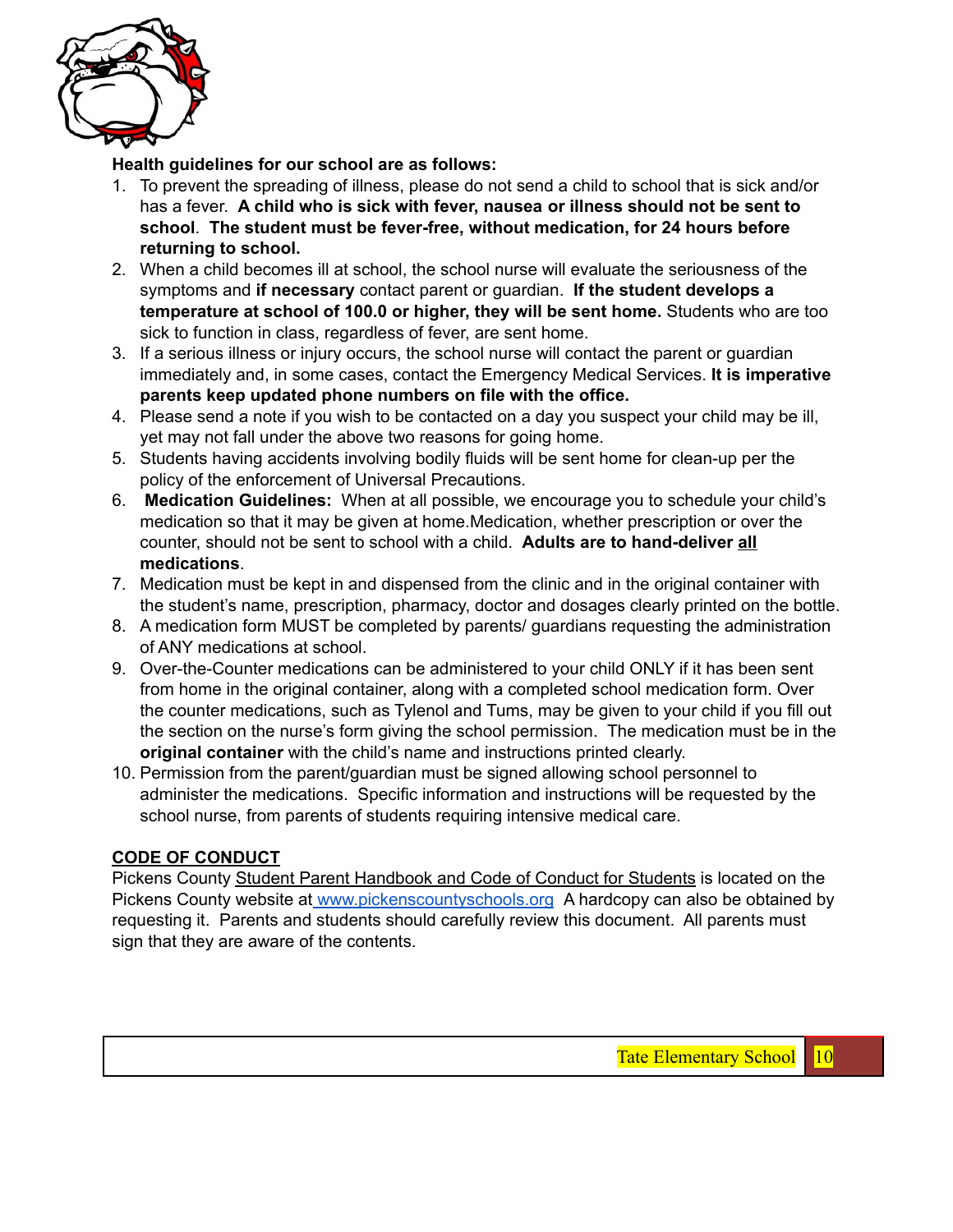**Health guidelines for our school are as follows:**

1. To prevent the spreading of illness, please do not send a child to school that is sick and/or has a fever. **A child who is sick with fever, nausea or illness should not be sent to school**. **The student must be fever-free, without medication, for 24 hours before returning to school.**
2. When a child becomes ill at school, the school nurse will evaluate the seriousness of the symptoms and **if necessary** contact parent or guardian. **If the student develops a temperature at school of 100.0 or higher, they will be sent home.** Students who are too sick to function in class, regardless of fever, are sent home.
3. If a serious illness or injury occurs, the school nurse will contact the parent or guardian immediately and, in some cases, contact the Emergency Medical Services. **It is imperative parents keep updated phone numbers on file with the office.**
4. Please send a note if you wish to be contacted on a day you suspect your child may be ill, yet may not fall under the above two reasons for going home.
5. Students having accidents involving bodily fluids will be sent home for clean-up per the policy of the enforcement of Universal Precautions.
6. **Medication Guidelines:** When at all possible, we encourage you to schedule your child's medication so that it may be given at home.Medication, whether prescription or over the counter, should not be sent to school with a child. **Adults are to hand-deliver <u>all</u> medications**.
7. Medication must be kept in and dispensed from the clinic and in the original container with the student's name, prescription, pharmacy, doctor and dosages clearly printed on the bottle.
8. A medication form MUST be completed by parents/ guardians requesting the administration of ANY medications at school.
9. Over-the-Counter medications can be administered to your child ONLY if it has been sent from home in the original container, along with a completed school medication form. Over the counter medications, such as Tylenol and Tums, may be given to your child if you fill out the section on the nurse's form giving the school permission. The medication must be in the **original container** with the child's name and instructions printed clearly.
10. Permission from the parent/guardian must be signed allowing school personnel to administer the medications. Specific information and instructions will be requested by the school nurse, from parents of students requiring intensive medical care.

## CODE OF CONDUCT

Pickens County <u>Student Parent Handbook and Code of Conduct for Students</u> is located on the Pickens County website at [www.pickenscountyschools.org](http://www.pickenscountyschools.org) A hardcopy can also be obtained by requesting it. Parents and students should carefully review this document. All parents must sign that they are aware of the contents.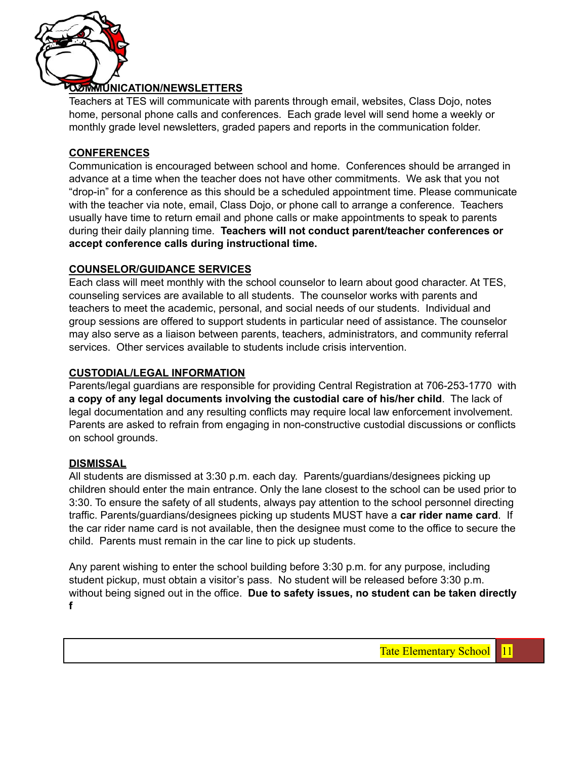## COMMUNICATION/NEWSLETTERS

Teachers at TES will communicate with parents through email, websites, Class Dojo, notes home, personal phone calls and conferences. Each grade level will send home a weekly or monthly grade level newsletters, graded papers and reports in the communication folder.

## CONFERENCES

Communication is encouraged between school and home. Conferences should be arranged in advance at a time when the teacher does not have other commitments. We ask that you not "drop-in" for a conference as this should be a scheduled appointment time. Please communicate with the teacher via note, email, Class Dojo, or phone call to arrange a conference. Teachers usually have time to return email and phone calls or make appointments to speak to parents during their daily planning time. **Teachers will not conduct parent/teacher conferences or accept conference calls during instructional time.**

## COUNSELOR/GUIDANCE SERVICES

Each class will meet monthly with the school counselor to learn about good character. At TES, counseling services are available to all students. The counselor works with parents and teachers to meet the academic, personal, and social needs of our students. Individual and group sessions are offered to support students in particular need of assistance. The counselor may also serve as a liaison between parents, teachers, administrators, and community referral services. Other services available to students include crisis intervention.

## CUSTODIAL/LEGAL INFORMATION

Parents/legal guardians are responsible for providing Central Registration at 706-253-1770 with **a copy of any legal documents involving the custodial care of his/her child**. The lack of legal documentation and any resulting conflicts may require local law enforcement involvement. Parents are asked to refrain from engaging in non-constructive custodial discussions or conflicts on school grounds.

## DISMISSAL

All students are dismissed at 3:30 p.m. each day. Parents/guardians/designees picking up children should enter the main entrance. Only the lane closest to the school can be used prior to 3:30. To ensure the safety of all students, always pay attention to the school personnel directing traffic. Parents/guardians/designees picking up students MUST have a **car rider name card**. If the car rider name card is not available, then the designee must come to the office to secure the child. Parents must remain in the car line to pick up students.

Any parent wishing to enter the school building before 3:30 p.m. for any purpose, including student pickup, must obtain a visitor's pass. No student will be released before 3:30 p.m. without being signed out in the office. **Due to safety issues, no student can be taken directly f**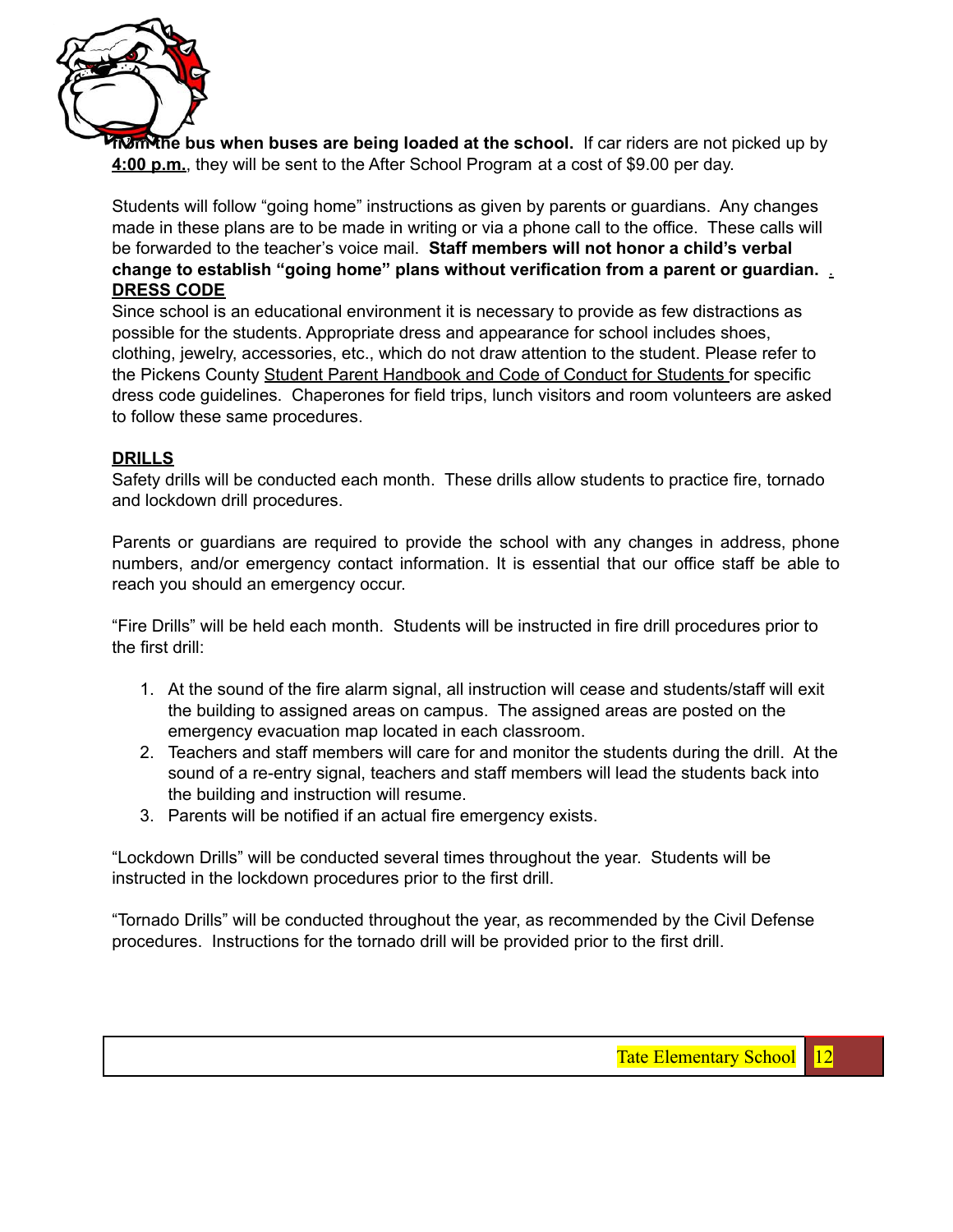**from the bus when buses are being loaded at the school.** If car riders are not picked up by **4:00 p.m.**, they will be sent to the After School Program at a cost of $9.00 per day.

Students will follow "going home" instructions as given by parents or guardians. Any changes made in these plans are to be made in writing or via a phone call to the office. These calls will be forwarded to the teacher's voice mail. **Staff members will not honor a child's verbal change to establish "going home" plans without verification from a parent or guardian.**

## DRESS CODE

Since school is an educational environment it is necessary to provide as few distractions as possible for the students. Appropriate dress and appearance for school includes shoes, clothing, jewelry, accessories, etc., which do not draw attention to the student. Please refer to the Pickens County Student Parent Handbook and Code of Conduct for Students for specific dress code guidelines. Chaperones for field trips, lunch visitors and room volunteers are asked to follow these same procedures.

## DRILLS

Safety drills will be conducted each month. These drills allow students to practice fire, tornado and lockdown drill procedures.

Parents or guardians are required to provide the school with any changes in address, phone numbers, and/or emergency contact information. It is essential that our office staff be able to reach you should an emergency occur.

"Fire Drills" will be held each month. Students will be instructed in fire drill procedures prior to the first drill:

1. At the sound of the fire alarm signal, all instruction will cease and students/staff will exit the building to assigned areas on campus. The assigned areas are posted on the emergency evacuation map located in each classroom.
2. Teachers and staff members will care for and monitor the students during the drill. At the sound of a re-entry signal, teachers and staff members will lead the students back into the building and instruction will resume.
3. Parents will be notified if an actual fire emergency exists.

"Lockdown Drills" will be conducted several times throughout the year. Students will be instructed in the lockdown procedures prior to the first drill.

"Tornado Drills" will be conducted throughout the year, as recommended by the Civil Defense procedures. Instructions for the tornado drill will be provided prior to the first drill.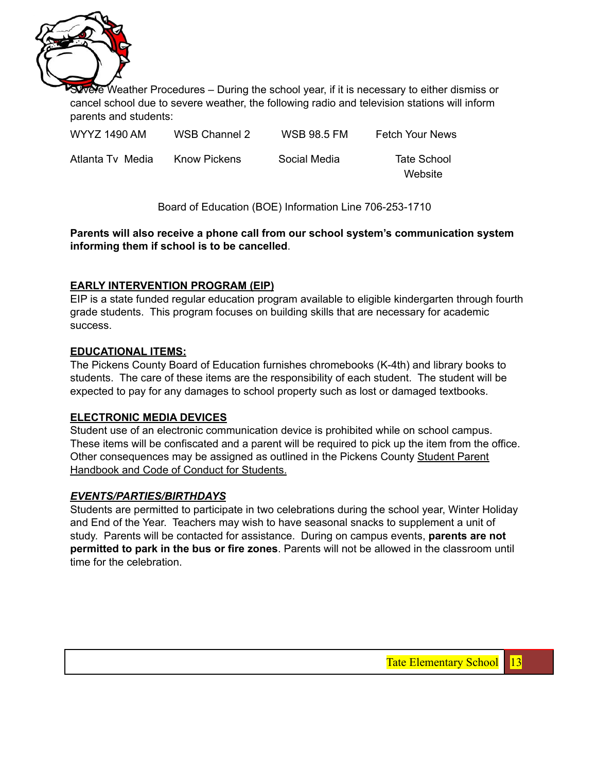Severe Weather Procedures – During the school year, if it is necessary to either dismiss or cancel school due to severe weather, the following radio and television stations will inform parents and students:

| | | | |
|---|---|---|---|
| WYYZ 1490 AM | WSB Channel 2 | WSB 98.5 FM | Fetch Your News |
| Atlanta Tv Media | Know Pickens | Social Media | Tate School Website |

Board of Education (BOE) Information Line 706-253-1710

**Parents will also receive a phone call from our school system's communication system informing them if school is to be cancelled**.

**EARLY INTERVENTION PROGRAM (EIP)**

EIP is a state funded regular education program available to eligible kindergarten through fourth grade students. This program focuses on building skills that are necessary for academic success.

**EDUCATIONAL ITEMS:**

The Pickens County Board of Education furnishes chromebooks (K-4th) and library books to students. The care of these items are the responsibility of each student. The student will be expected to pay for any damages to school property such as lost or damaged textbooks.

**ELECTRONIC MEDIA DEVICES**

Student use of an electronic communication device is prohibited while on school campus. These items will be confiscated and a parent will be required to pick up the item from the office. Other consequences may be assigned as outlined in the Pickens County Student Parent Handbook and Code of Conduct for Students.

***EVENTS/PARTIES/BIRTHDAYS***

Students are permitted to participate in two celebrations during the school year, Winter Holiday and End of the Year. Teachers may wish to have seasonal snacks to supplement a unit of study. Parents will be contacted for assistance. During on campus events, **parents are not permitted to park in the bus or fire zones**. Parents will not be allowed in the classroom until time for the celebration.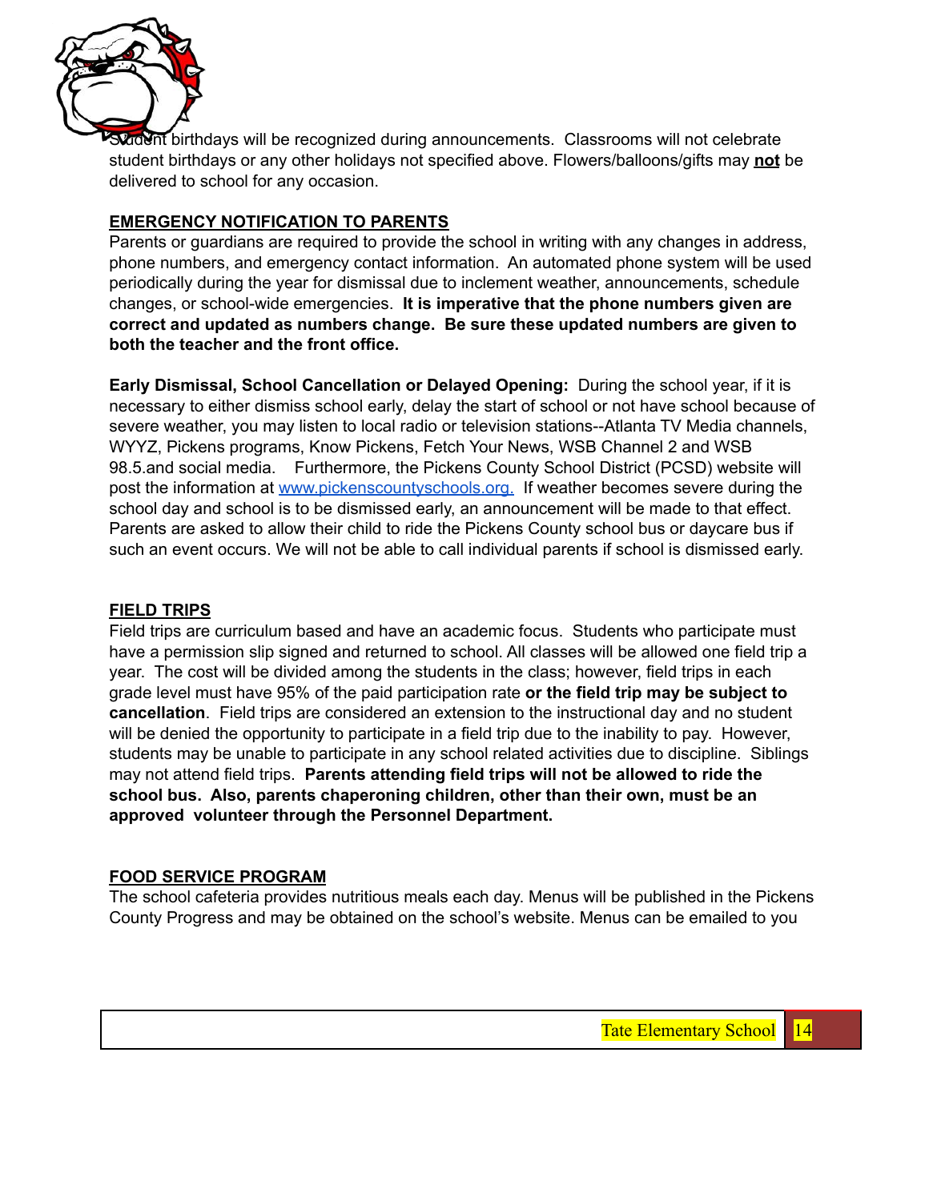Student birthdays will be recognized during announcements. Classrooms will not celebrate student birthdays or any other holidays not specified above. Flowers/balloons/gifts may **not** be delivered to school for any occasion.

## EMERGENCY NOTIFICATION TO PARENTS

Parents or guardians are required to provide the school in writing with any changes in address, phone numbers, and emergency contact information. An automated phone system will be used periodically during the year for dismissal due to inclement weather, announcements, schedule changes, or school-wide emergencies. **It is imperative that the phone numbers given are correct and updated as numbers change. Be sure these updated numbers are given to both the teacher and the front office.**

**Early Dismissal, School Cancellation or Delayed Opening:** During the school year, if it is necessary to either dismiss school early, delay the start of school or not have school because of severe weather, you may listen to local radio or television stations--Atlanta TV Media channels, WYYZ, Pickens programs, Know Pickens, Fetch Your News, WSB Channel 2 and WSB 98.5.and social media. Furthermore, the Pickens County School District (PCSD) website will post the information at www.pickenscountyschools.org. If weather becomes severe during the school day and school is to be dismissed early, an announcement will be made to that effect. Parents are asked to allow their child to ride the Pickens County school bus or daycare bus if such an event occurs. We will not be able to call individual parents if school is dismissed early.

## FIELD TRIPS

Field trips are curriculum based and have an academic focus. Students who participate must have a permission slip signed and returned to school. All classes will be allowed one field trip a year. The cost will be divided among the students in the class; however, field trips in each grade level must have 95% of the paid participation rate **or the field trip may be subject to cancellation**. Field trips are considered an extension to the instructional day and no student will be denied the opportunity to participate in a field trip due to the inability to pay. However, students may be unable to participate in any school related activities due to discipline. Siblings may not attend field trips. **Parents attending field trips will not be allowed to ride the school bus. Also, parents chaperoning children, other than their own, must be an approved volunteer through the Personnel Department.**

## FOOD SERVICE PROGRAM

The school cafeteria provides nutritious meals each day. Menus will be published in the Pickens County Progress and may be obtained on the school's website. Menus can be emailed to you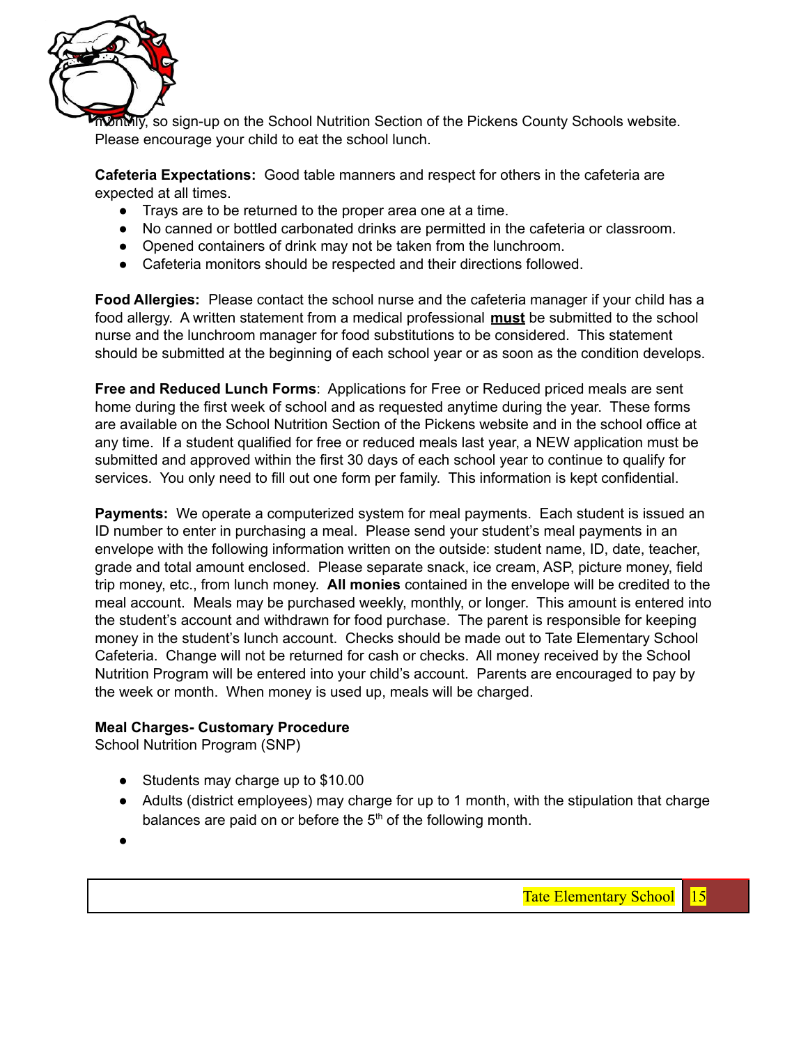monthly, so sign-up on the School Nutrition Section of the Pickens County Schools website. Please encourage your child to eat the school lunch.

**Cafeteria Expectations:** Good table manners and respect for others in the cafeteria are expected at all times.

- Trays are to be returned to the proper area one at a time.
- No canned or bottled carbonated drinks are permitted in the cafeteria or classroom.
- Opened containers of drink may not be taken from the lunchroom.
- Cafeteria monitors should be respected and their directions followed.

**Food Allergies:** Please contact the school nurse and the cafeteria manager if your child has a food allergy. A written statement from a medical professional **must** be submitted to the school nurse and the lunchroom manager for food substitutions to be considered. This statement should be submitted at the beginning of each school year or as soon as the condition develops.

**Free and Reduced Lunch Forms**: Applications for Free or Reduced priced meals are sent home during the first week of school and as requested anytime during the year. These forms are available on the School Nutrition Section of the Pickens website and in the school office at any time. If a student qualified for free or reduced meals last year, a NEW application must be submitted and approved within the first 30 days of each school year to continue to qualify for services. You only need to fill out one form per family. This information is kept confidential.

**Payments:** We operate a computerized system for meal payments. Each student is issued an ID number to enter in purchasing a meal. Please send your student's meal payments in an envelope with the following information written on the outside: student name, ID, date, teacher, grade and total amount enclosed. Please separate snack, ice cream, ASP, picture money, field trip money, etc., from lunch money. **All monies** contained in the envelope will be credited to the meal account. Meals may be purchased weekly, monthly, or longer. This amount is entered into the student's account and withdrawn for food purchase. The parent is responsible for keeping money in the student's lunch account. Checks should be made out to Tate Elementary School Cafeteria. Change will not be returned for cash or checks. All money received by the School Nutrition Program will be entered into your child's account. Parents are encouraged to pay by the week or month. When money is used up, meals will be charged.

**Meal Charges- Customary Procedure**

School Nutrition Program (SNP)

- Students may charge up to $10.00
- Adults (district employees) may charge for up to 1 month, with the stipulation that charge balances are paid on or before the 5th of the following month.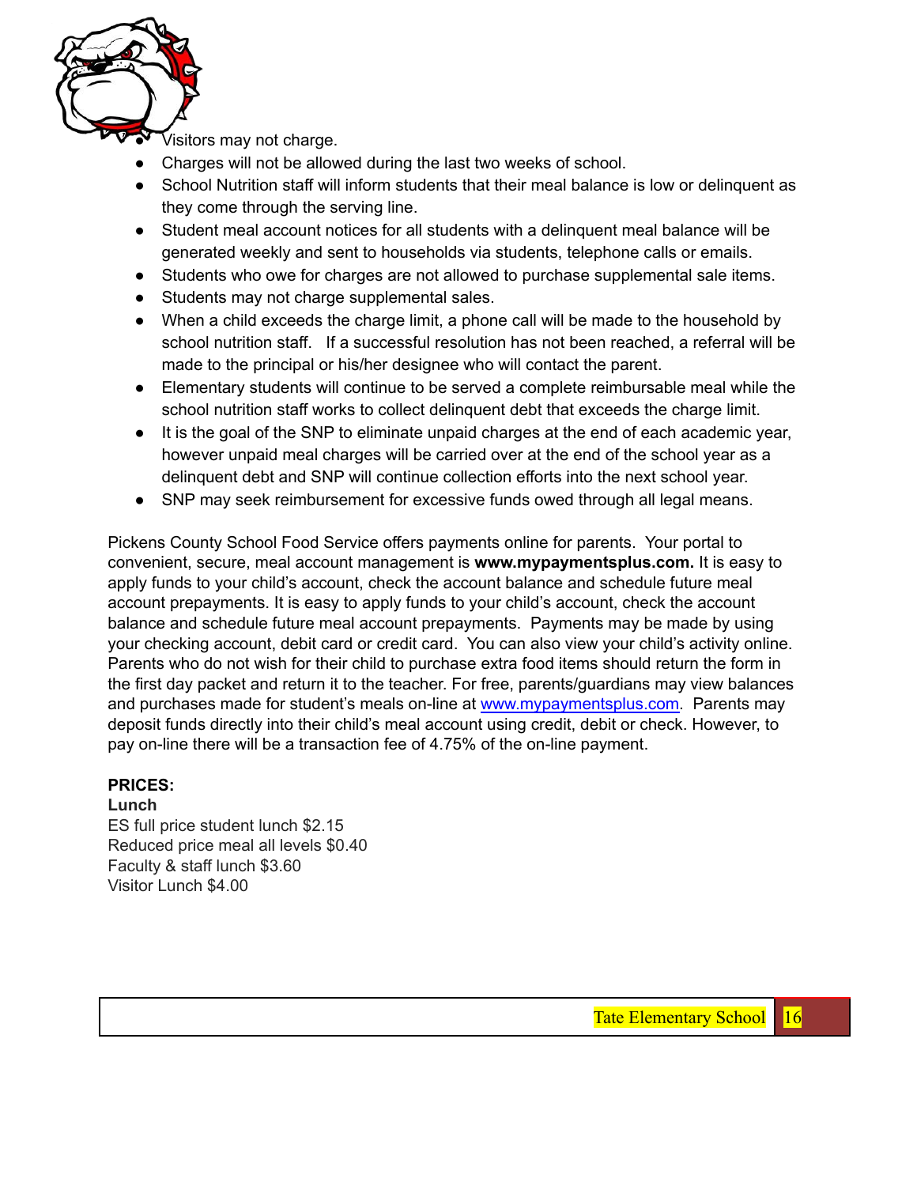- Visitors may not charge.
- Charges will not be allowed during the last two weeks of school.
- School Nutrition staff will inform students that their meal balance is low or delinquent as they come through the serving line.
- Student meal account notices for all students with a delinquent meal balance will be generated weekly and sent to households via students, telephone calls or emails.
- Students who owe for charges are not allowed to purchase supplemental sale items.
- Students may not charge supplemental sales.
- When a child exceeds the charge limit, a phone call will be made to the household by school nutrition staff. If a successful resolution has not been reached, a referral will be made to the principal or his/her designee who will contact the parent.
- Elementary students will continue to be served a complete reimbursable meal while the school nutrition staff works to collect delinquent debt that exceeds the charge limit.
- It is the goal of the SNP to eliminate unpaid charges at the end of each academic year, however unpaid meal charges will be carried over at the end of the school year as a delinquent debt and SNP will continue collection efforts into the next school year.
- SNP may seek reimbursement for excessive funds owed through all legal means.

Pickens County School Food Service offers payments online for parents. Your portal to convenient, secure, meal account management is **www.mypaymentsplus.com.** It is easy to apply funds to your child's account, check the account balance and schedule future meal account prepayments. It is easy to apply funds to your child's account, check the account balance and schedule future meal account prepayments. Payments may be made by using your checking account, debit card or credit card. You can also view your child's activity online. Parents who do not wish for their child to purchase extra food items should return the form in the first day packet and return it to the teacher. For free, parents/guardians may view balances and purchases made for student's meals on-line at www.mypaymentsplus.com. Parents may deposit funds directly into their child's meal account using credit, debit or check. However, to pay on-line there will be a transaction fee of 4.75% of the on-line payment.

**PRICES:**

**Lunch**

ES full price student lunch $2.15
Reduced price meal all levels $0.40
Faculty & staff lunch $3.60
Visitor Lunch $4.00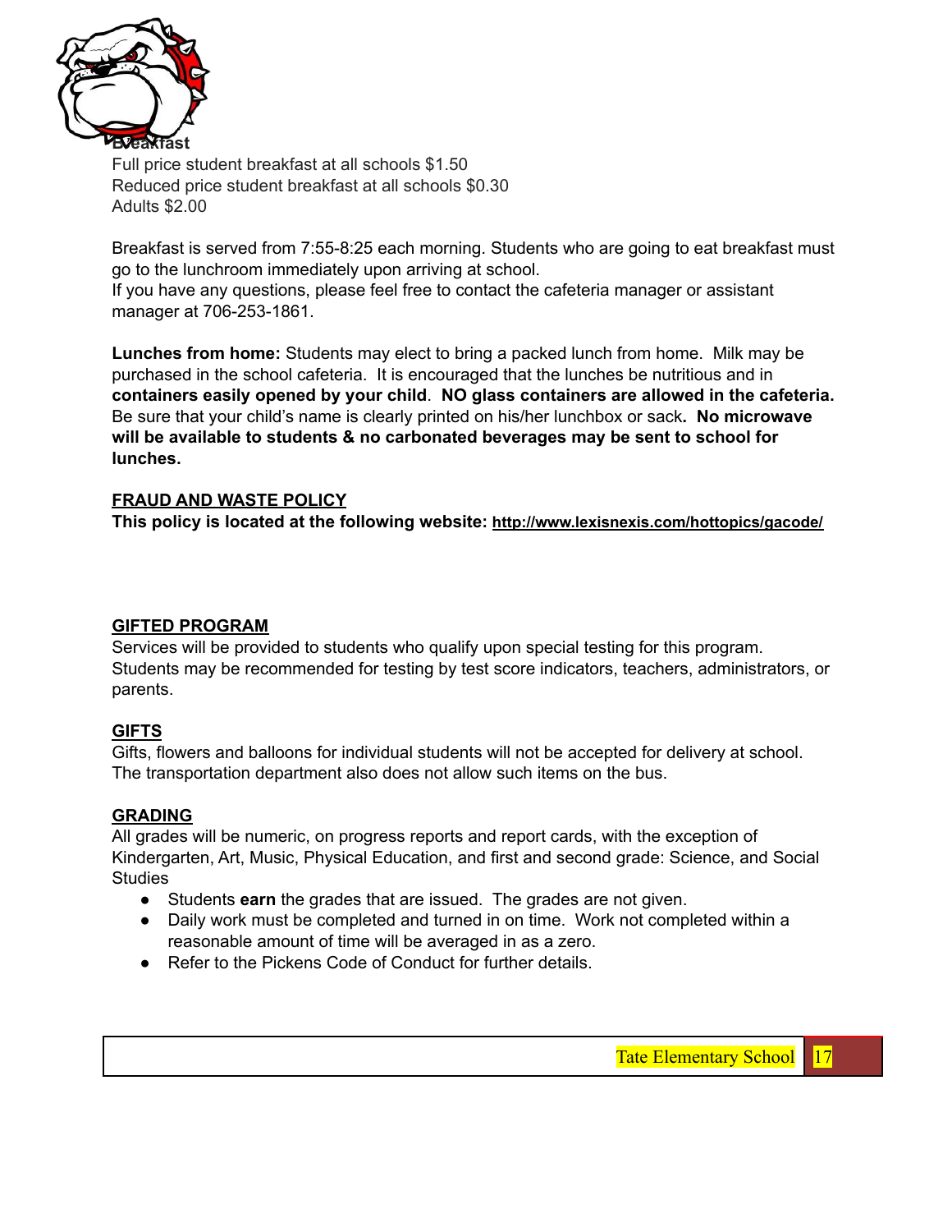**Breakfast**

Full price student breakfast at all schools $1.50
Reduced price student breakfast at all schools $0.30
Adults $2.00

Breakfast is served from 7:55-8:25 each morning. Students who are going to eat breakfast must go to the lunchroom immediately upon arriving at school.
If you have any questions, please feel free to contact the cafeteria manager or assistant manager at 706-253-1861.

**Lunches from home:** Students may elect to bring a packed lunch from home. Milk may be purchased in the school cafeteria. It is encouraged that the lunches be nutritious and in **containers easily opened by your child**. **NO glass containers are allowed in the cafeteria.** Be sure that your child's name is clearly printed on his/her lunchbox or sack**. No microwave will be available to students & no carbonated beverages may be sent to school for lunches.**

## FRAUD AND WASTE POLICY

**This policy is located at the following website: http://www.lexisnexis.com/hottopics/gacode/**

## GIFTED PROGRAM

Services will be provided to students who qualify upon special testing for this program. Students may be recommended for testing by test score indicators, teachers, administrators, or parents.

## GIFTS

Gifts, flowers and balloons for individual students will not be accepted for delivery at school. The transportation department also does not allow such items on the bus.

## GRADING

All grades will be numeric, on progress reports and report cards, with the exception of Kindergarten, Art, Music, Physical Education, and first and second grade: Science, and Social Studies

- Students **earn** the grades that are issued. The grades are not given.
- Daily work must be completed and turned in on time. Work not completed within a reasonable amount of time will be averaged in as a zero.
- Refer to the Pickens Code of Conduct for further details.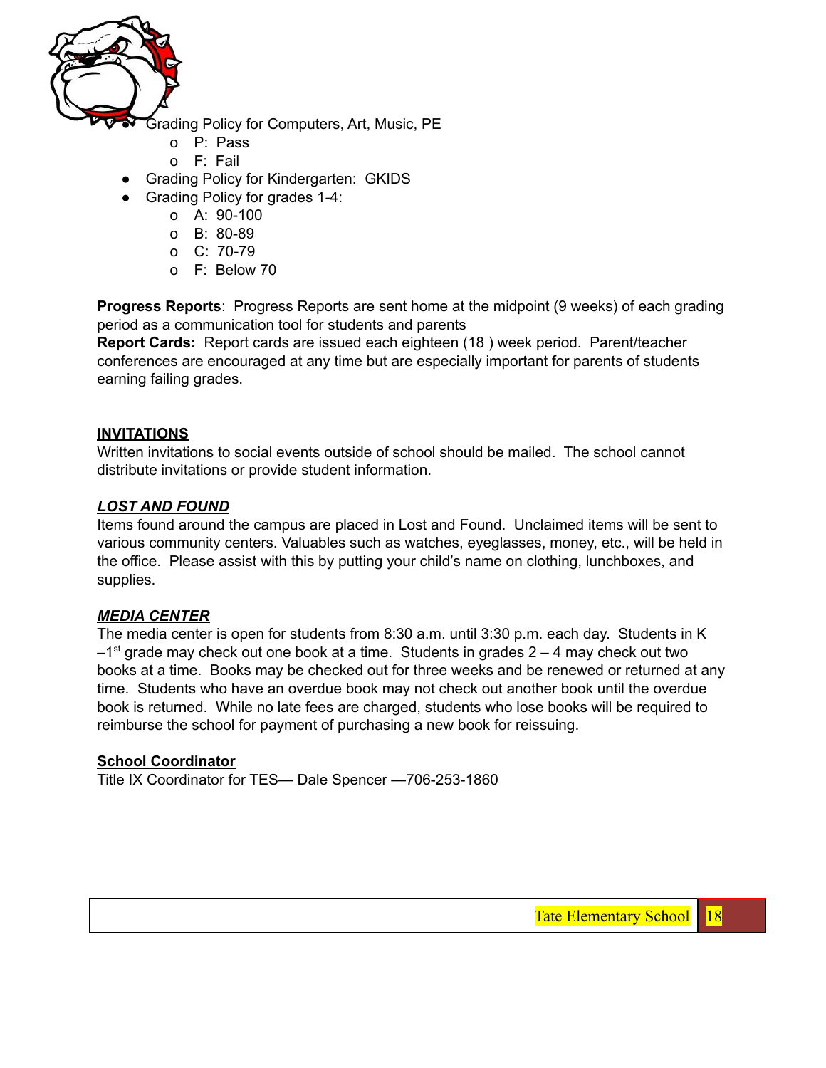- Grading Policy for Computers, Art, Music, PE
  - P: Pass
  - F: Fail
- Grading Policy for Kindergarten: GKIDS
- Grading Policy for grades 1-4:
  - A: 90-100
  - B: 80-89
  - C: 70-79
  - F: Below 70

**Progress Reports**: Progress Reports are sent home at the midpoint (9 weeks) of each grading period as a communication tool for students and parents

**Report Cards:** Report cards are issued each eighteen (18 ) week period. Parent/teacher conferences are encouraged at any time but are especially important for parents of students earning failing grades.

## INVITATIONS

Written invitations to social events outside of school should be mailed. The school cannot distribute invitations or provide student information.

## *LOST AND FOUND*

Items found around the campus are placed in Lost and Found. Unclaimed items will be sent to various community centers. Valuables such as watches, eyeglasses, money, etc., will be held in the office. Please assist with this by putting your child's name on clothing, lunchboxes, and supplies.

## *MEDIA CENTER*

The media center is open for students from 8:30 a.m. until 3:30 p.m. each day. Students in K –1st grade may check out one book at a time. Students in grades 2 – 4 may check out two books at a time. Books may be checked out for three weeks and be renewed or returned at any time. Students who have an overdue book may not check out another book until the overdue book is returned. While no late fees are charged, students who lose books will be required to reimburse the school for payment of purchasing a new book for reissuing.

## School Coordinator

Title IX Coordinator for TES— Dale Spencer —706-253-1860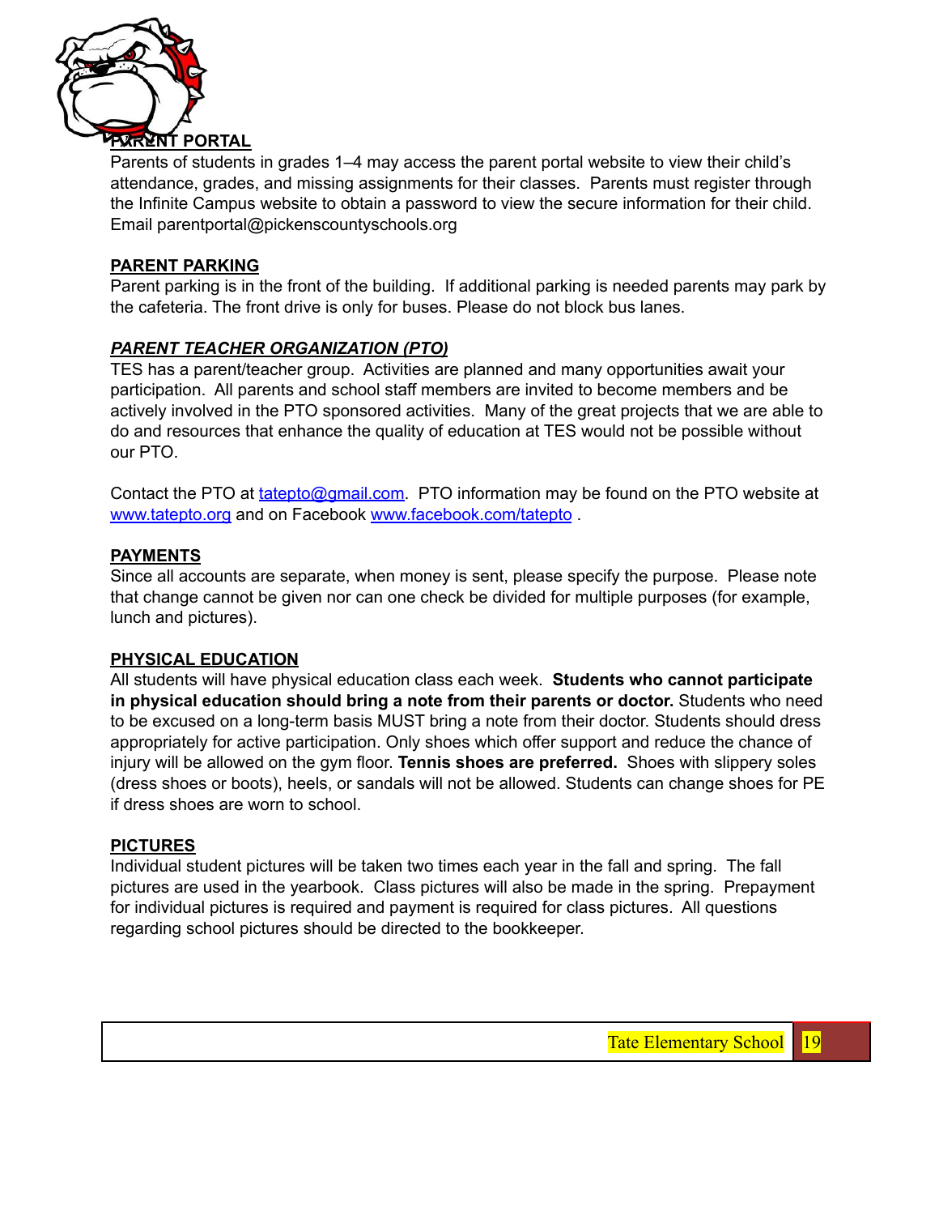## PARENT PORTAL

Parents of students in grades 1–4 may access the parent portal website to view their child's attendance, grades, and missing assignments for their classes. Parents must register through the Infinite Campus website to obtain a password to view the secure information for their child. Email parentportal@pickenscountyschools.org

## PARENT PARKING

Parent parking is in the front of the building. If additional parking is needed parents may park by the cafeteria. The front drive is only for buses. Please do not block bus lanes.

## *PARENT TEACHER ORGANIZATION (PTO)*

TES has a parent/teacher group. Activities are planned and many opportunities await your participation. All parents and school staff members are invited to become members and be actively involved in the PTO sponsored activities. Many of the great projects that we are able to do and resources that enhance the quality of education at TES would not be possible without our PTO.

Contact the PTO at tatepto@gmail.com. PTO information may be found on the PTO website at www.tatepto.org and on Facebook www.facebook.com/tatepto .

## PAYMENTS

Since all accounts are separate, when money is sent, please specify the purpose. Please note that change cannot be given nor can one check be divided for multiple purposes (for example, lunch and pictures).

## PHYSICAL EDUCATION

All students will have physical education class each week. **Students who cannot participate in physical education should bring a note from their parents or doctor.** Students who need to be excused on a long-term basis MUST bring a note from their doctor. Students should dress appropriately for active participation. Only shoes which offer support and reduce the chance of injury will be allowed on the gym floor. **Tennis shoes are preferred.** Shoes with slippery soles (dress shoes or boots), heels, or sandals will not be allowed. Students can change shoes for PE if dress shoes are worn to school.

## PICTURES

Individual student pictures will be taken two times each year in the fall and spring. The fall pictures are used in the yearbook. Class pictures will also be made in the spring. Prepayment for individual pictures is required and payment is required for class pictures. All questions regarding school pictures should be directed to the bookkeeper.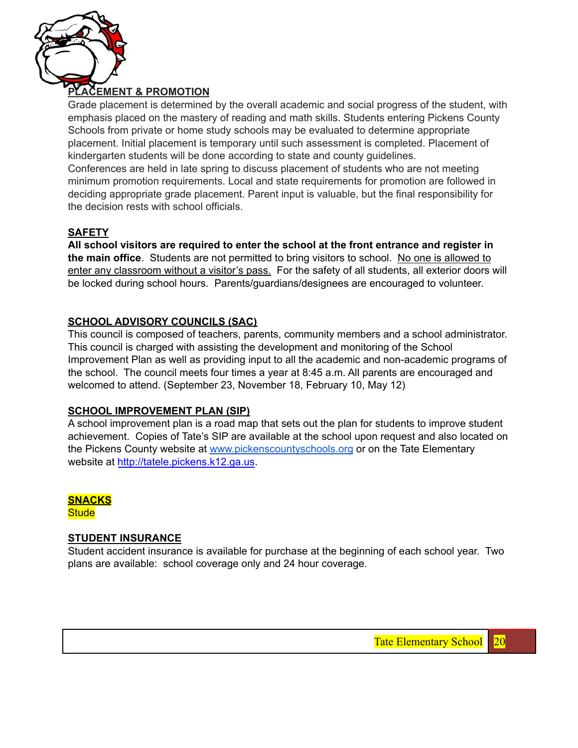## PLACEMENT & PROMOTION

Grade placement is determined by the overall academic and social progress of the student, with emphasis placed on the mastery of reading and math skills. Students entering Pickens County Schools from private or home study schools may be evaluated to determine appropriate placement. Initial placement is temporary until such assessment is completed. Placement of kindergarten students will be done according to state and county guidelines.
Conferences are held in late spring to discuss placement of students who are not meeting minimum promotion requirements. Local and state requirements for promotion are followed in deciding appropriate grade placement. Parent input is valuable, but the final responsibility for the decision rests with school officials.

## SAFETY

**All school visitors are required to enter the school at the front entrance and register in the main office**. Students are not permitted to bring visitors to school. No one is allowed to enter any classroom without a visitor's pass. For the safety of all students, all exterior doors will be locked during school hours. Parents/guardians/designees are encouraged to volunteer.

## SCHOOL ADVISORY COUNCILS (SAC)

This council is composed of teachers, parents, community members and a school administrator. This council is charged with assisting the development and monitoring of the School Improvement Plan as well as providing input to all the academic and non-academic programs of the school. The council meets four times a year at 8:45 a.m. All parents are encouraged and welcomed to attend. (September 23, November 18, February 10, May 12)

## SCHOOL IMPROVEMENT PLAN (SIP)

A school improvement plan is a road map that sets out the plan for students to improve student achievement. Copies of Tate's SIP are available at the school upon request and also located on the Pickens County website at www.pickenscountyschools.org or on the Tate Elementary website at http://tatele.pickens.k12.ga.us.

## SNACKS

Stude

## STUDENT INSURANCE

Student accident insurance is available for purchase at the beginning of each school year. Two plans are available: school coverage only and 24 hour coverage.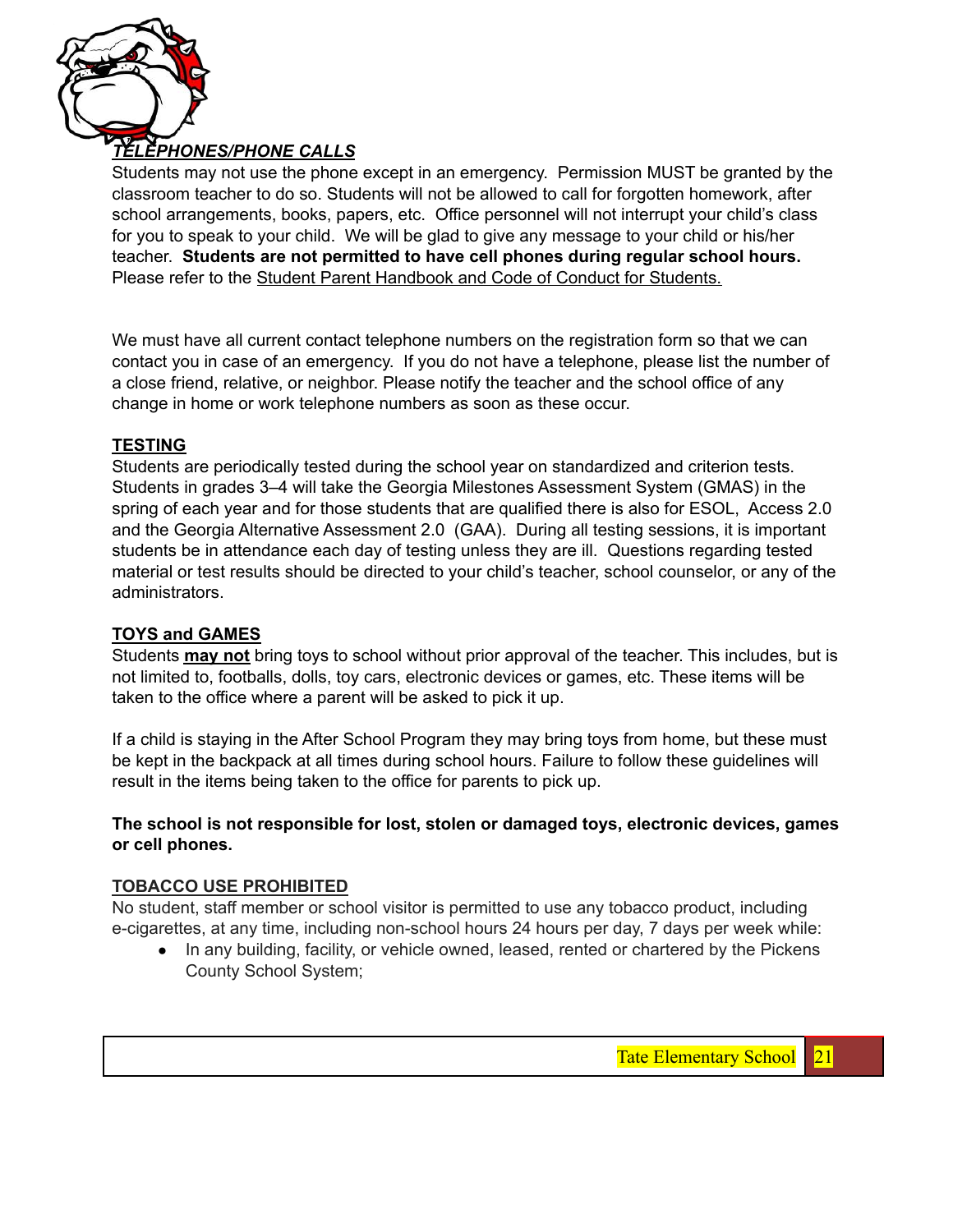## ***TELEPHONES/PHONE CALLS***

Students may not use the phone except in an emergency. Permission MUST be granted by the classroom teacher to do so. Students will not be allowed to call for forgotten homework, after school arrangements, books, papers, etc. Office personnel will not interrupt your child's class for you to speak to your child. We will be glad to give any message to your child or his/her teacher. **Students are not permitted to have cell phones during regular school hours.** Please refer to the Student Parent Handbook and Code of Conduct for Students.

We must have all current contact telephone numbers on the registration form so that we can contact you in case of an emergency. If you do not have a telephone, please list the number of a close friend, relative, or neighbor. Please notify the teacher and the school office of any change in home or work telephone numbers as soon as these occur.

## **TESTING**

Students are periodically tested during the school year on standardized and criterion tests. Students in grades 3–4 will take the Georgia Milestones Assessment System (GMAS) in the spring of each year and for those students that are qualified there is also for ESOL, Access 2.0 and the Georgia Alternative Assessment 2.0 (GAA). During all testing sessions, it is important students be in attendance each day of testing unless they are ill. Questions regarding tested material or test results should be directed to your child's teacher, school counselor, or any of the administrators.

## **TOYS and GAMES**

Students **may not** bring toys to school without prior approval of the teacher. This includes, but is not limited to, footballs, dolls, toy cars, electronic devices or games, etc. These items will be taken to the office where a parent will be asked to pick it up.

If a child is staying in the After School Program they may bring toys from home, but these must be kept in the backpack at all times during school hours. Failure to follow these guidelines will result in the items being taken to the office for parents to pick up.

**The school is not responsible for lost, stolen or damaged toys, electronic devices, games or cell phones.**

## **TOBACCO USE PROHIBITED**

No student, staff member or school visitor is permitted to use any tobacco product, including e-cigarettes, at any time, including non-school hours 24 hours per day, 7 days per week while:

- In any building, facility, or vehicle owned, leased, rented or chartered by the Pickens County School System;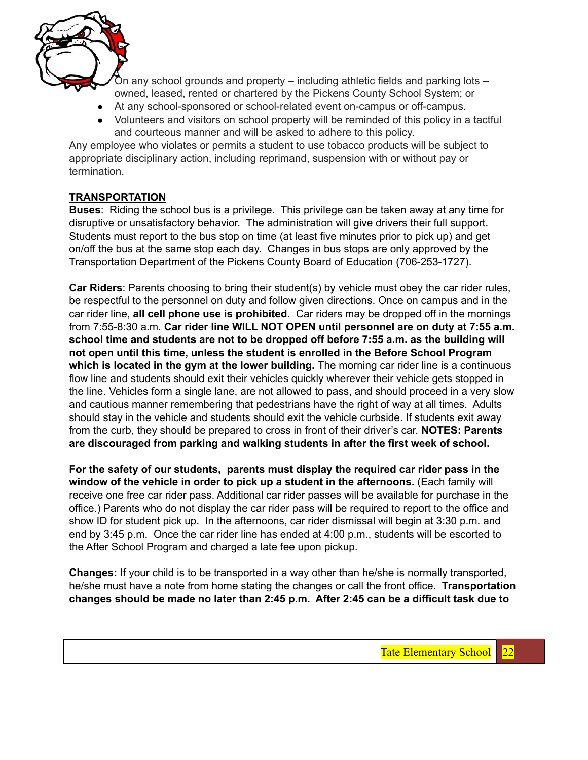- On any school grounds and property – including athletic fields and parking lots – owned, leased, rented or chartered by the Pickens County School System; or
- At any school-sponsored or school-related event on-campus or off-campus.
- Volunteers and visitors on school property will be reminded of this policy in a tactful and courteous manner and will be asked to adhere to this policy.

Any employee who violates or permits a student to use tobacco products will be subject to appropriate disciplinary action, including reprimand, suspension with or without pay or termination.

## TRANSPORTATION

**Buses**: Riding the school bus is a privilege. This privilege can be taken away at any time for disruptive or unsatisfactory behavior. The administration will give drivers their full support. Students must report to the bus stop on time (at least five minutes prior to pick up) and get on/off the bus at the same stop each day. Changes in bus stops are only approved by the Transportation Department of the Pickens County Board of Education (706-253-1727).

**Car Riders**: Parents choosing to bring their student(s) by vehicle must obey the car rider rules, be respectful to the personnel on duty and follow given directions. Once on campus and in the car rider line, **all cell phone use is prohibited.** Car riders may be dropped off in the mornings from 7:55-8:30 a.m. **Car rider line WILL NOT OPEN until personnel are on duty at 7:55 a.m. school time and students are not to be dropped off before 7:55 a.m. as the building will not open until this time, unless the student is enrolled in the Before School Program which is located in the gym at the lower building.** The morning car rider line is a continuous flow line and students should exit their vehicles quickly wherever their vehicle gets stopped in the line. Vehicles form a single lane, are not allowed to pass, and should proceed in a very slow and cautious manner remembering that pedestrians have the right of way at all times. Adults should stay in the vehicle and students should exit the vehicle curbside. If students exit away from the curb, they should be prepared to cross in front of their driver's car. **NOTES: Parents are discouraged from parking and walking students in after the first week of school.**

**For the safety of our students, parents must display the required car rider pass in the window of the vehicle in order to pick up a student in the afternoons.** (Each family will receive one free car rider pass. Additional car rider passes will be available for purchase in the office.) Parents who do not display the car rider pass will be required to report to the office and show ID for student pick up. In the afternoons, car rider dismissal will begin at 3:30 p.m. and end by 3:45 p.m. Once the car rider line has ended at 4:00 p.m., students will be escorted to the After School Program and charged a late fee upon pickup.

**Changes:** If your child is to be transported in a way other than he/she is normally transported, he/she must have a note from home stating the changes or call the front office. **Transportation changes should be made no later than 2:45 p.m. After 2:45 can be a difficult task due to**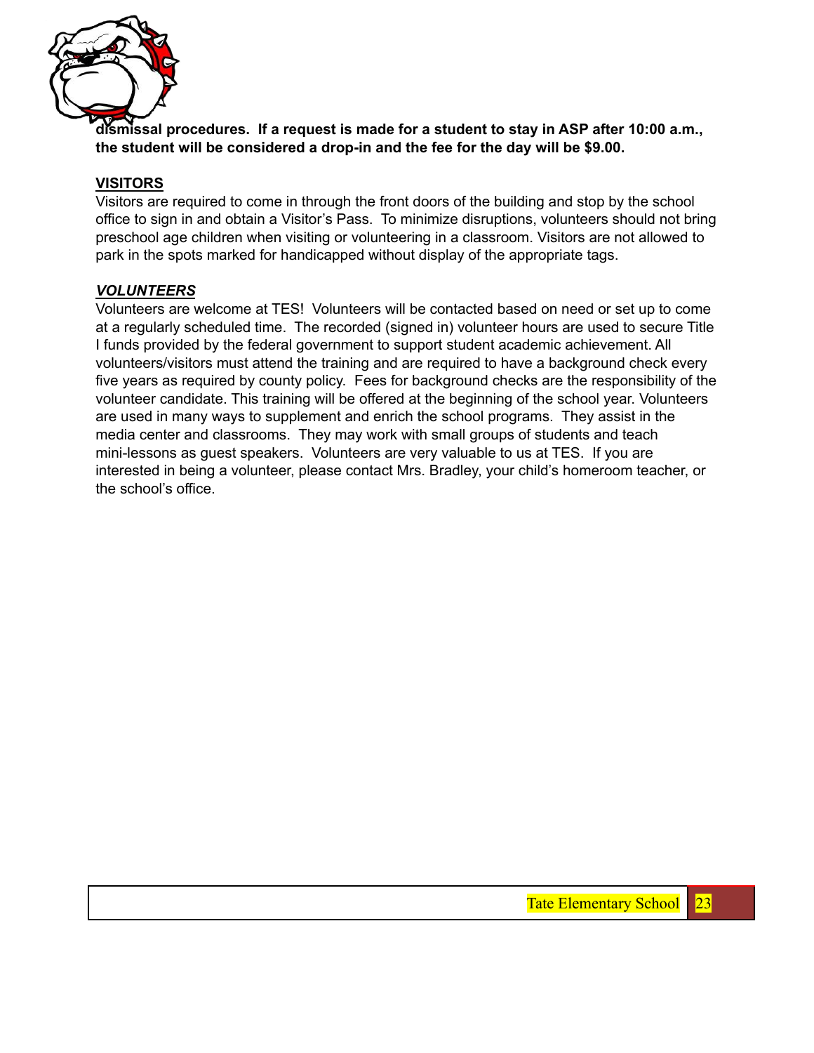**dismissal procedures. If a request is made for a student to stay in ASP after 10:00 a.m., the student will be considered a drop-in and the fee for the day will be $9.00.**

**<u>VISITORS</u>**

Visitors are required to come in through the front doors of the building and stop by the school office to sign in and obtain a Visitor's Pass. To minimize disruptions, volunteers should not bring preschool age children when visiting or volunteering in a classroom. Visitors are not allowed to park in the spots marked for handicapped without display of the appropriate tags.

***<u>VOLUNTEERS</u>***

Volunteers are welcome at TES! Volunteers will be contacted based on need or set up to come at a regularly scheduled time. The recorded (signed in) volunteer hours are used to secure Title I funds provided by the federal government to support student academic achievement. All volunteers/visitors must attend the training and are required to have a background check every five years as required by county policy. Fees for background checks are the responsibility of the volunteer candidate. This training will be offered at the beginning of the school year. Volunteers are used in many ways to supplement and enrich the school programs. They assist in the media center and classrooms. They may work with small groups of students and teach mini-lessons as guest speakers. Volunteers are very valuable to us at TES. If you are interested in being a volunteer, please contact Mrs. Bradley, your child's homeroom teacher, or the school's office.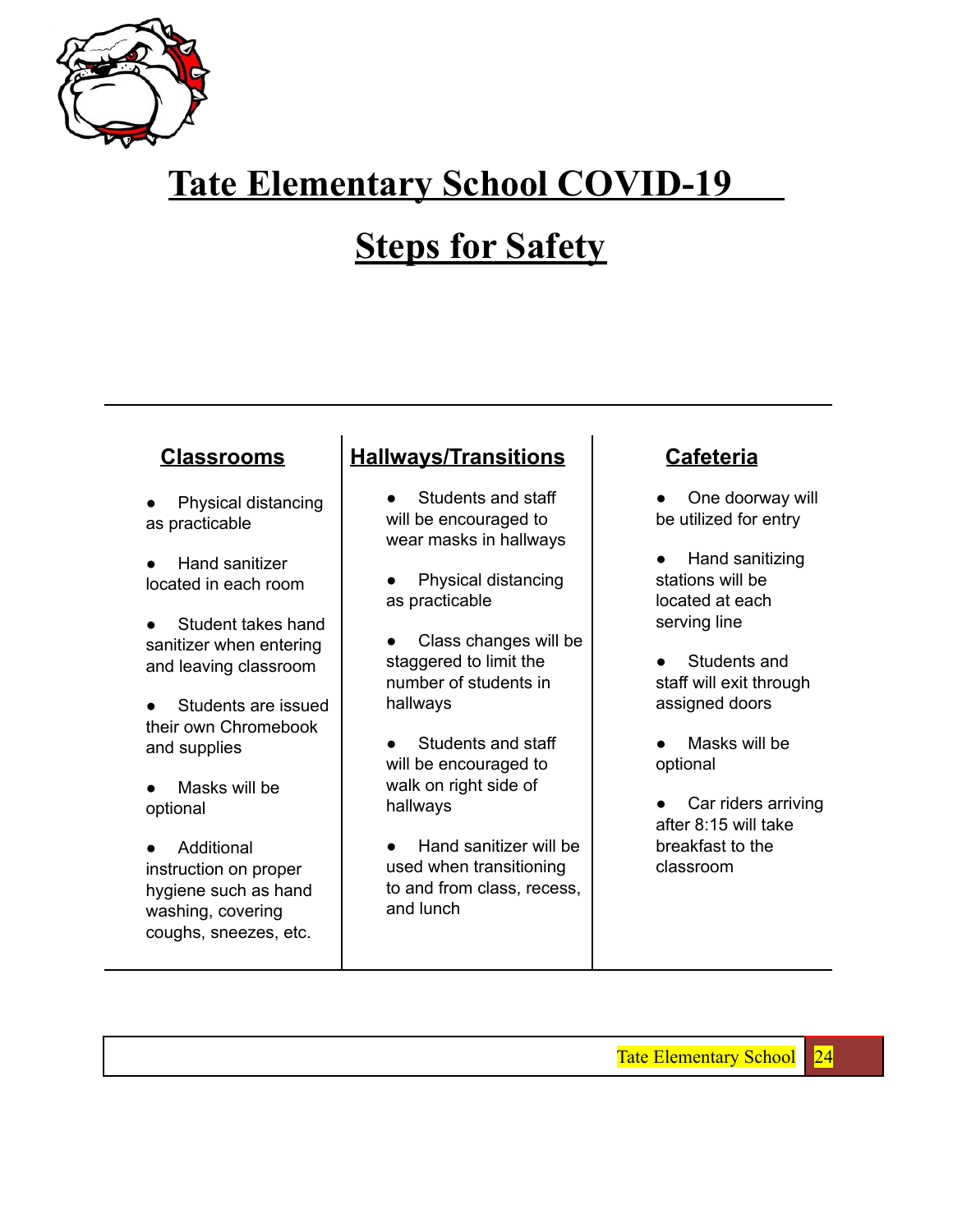# Tate Elementary School COVID-19

# Steps for Safety

## Classrooms

- Physical distancing as practicable
- Hand sanitizer located in each room
- Student takes hand sanitizer when entering and leaving classroom
- Students are issued their own Chromebook and supplies
- Masks will be optional
- Additional instruction on proper hygiene such as hand washing, covering coughs, sneezes, etc.

## Hallways/Transitions

- Students and staff will be encouraged to wear masks in hallways
- Physical distancing as practicable
- Class changes will be staggered to limit the number of students in hallways
- Students and staff will be encouraged to walk on right side of hallways
- Hand sanitizer will be used when transitioning to and from class, recess, and lunch

## Cafeteria

- One doorway will be utilized for entry
- Hand sanitizing stations will be located at each serving line
- Students and staff will exit through assigned doors
- Masks will be optional
- Car riders arriving after 8:15 will take breakfast to the classroom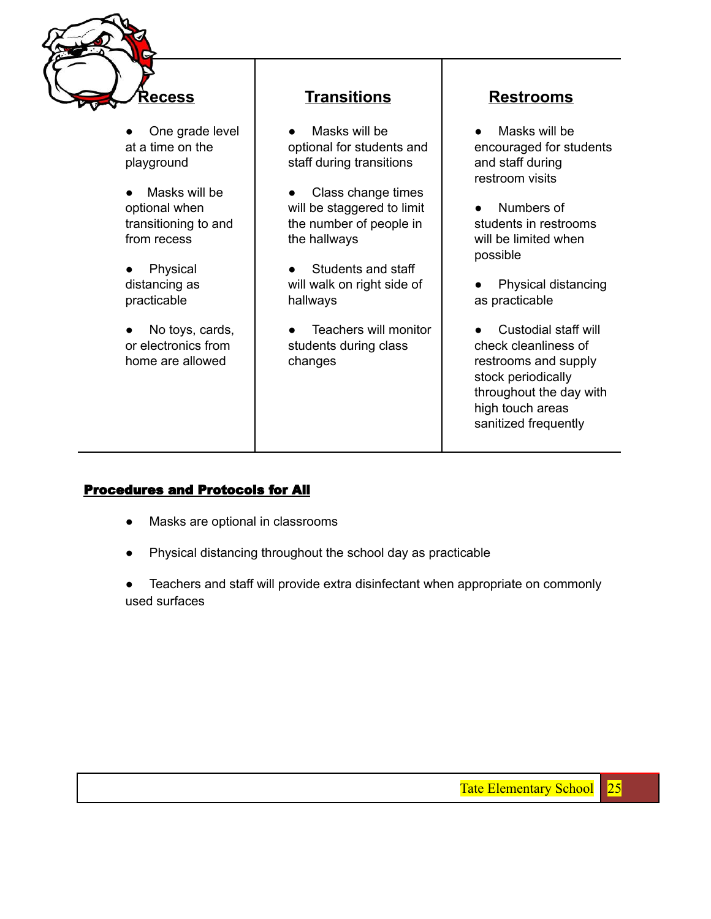| Recess | Transitions | Restrooms |
|---|---|---|
| • One grade level at a time on the playground<br>• Masks will be optional when transitioning to and from recess<br>• Physical distancing as practicable<br>• No toys, cards, or electronics from home are allowed | • Masks will be optional for students and staff during transitions<br>• Class change times will be staggered to limit the number of people in the hallways<br>• Students and staff will walk on right side of hallways<br>• Teachers will monitor students during class changes | • Masks will be encouraged for students and staff during restroom visits<br>• Numbers of students in restrooms will be limited when possible<br>• Physical distancing as practicable<br>• Custodial staff will check cleanliness of restrooms and supply stock periodically throughout the day with high touch areas sanitized frequently |

**Procedures and Protocols for All**

- Masks are optional in classrooms
- Physical distancing throughout the school day as practicable
- Teachers and staff will provide extra disinfectant when appropriate on commonly used surfaces